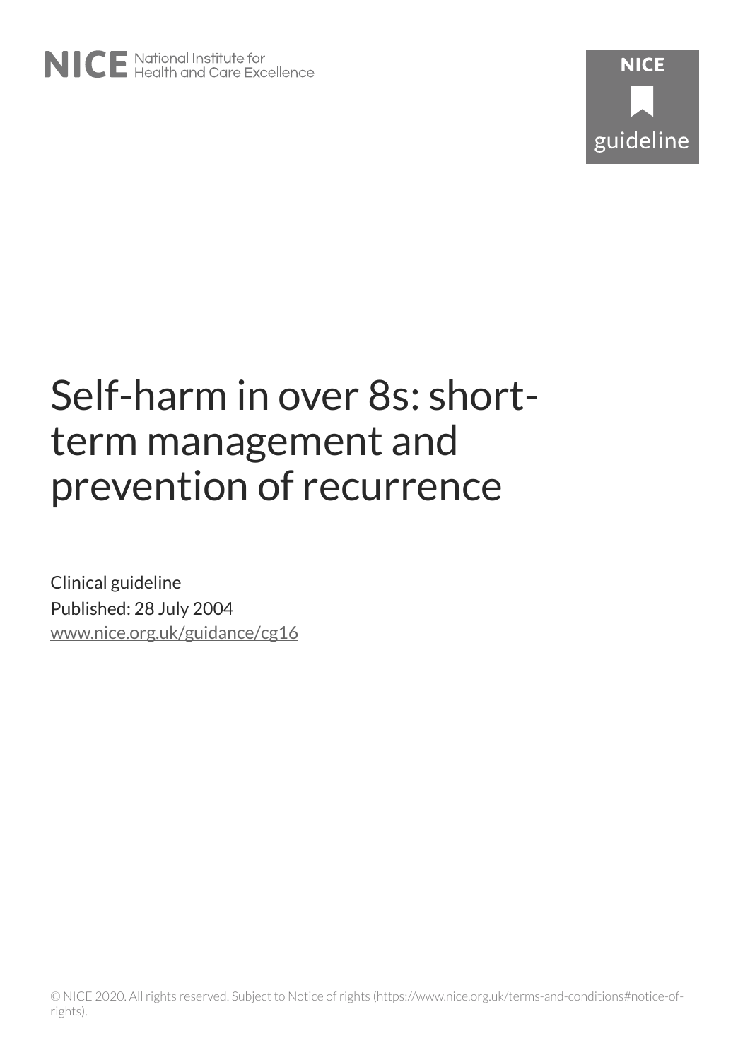NICE National Institute for Health and Care Excellence

NICE guideline

# Self-harm in over 8s: short-term management and prevention of recurrence

Clinical guideline

Published: 28 July 2004

www.nice.org.uk/guidance/cg16

© NICE 2020. All rights reserved. Subject to Notice of rights (https://www.nice.org.uk/terms-and-conditions#notice-of-rights).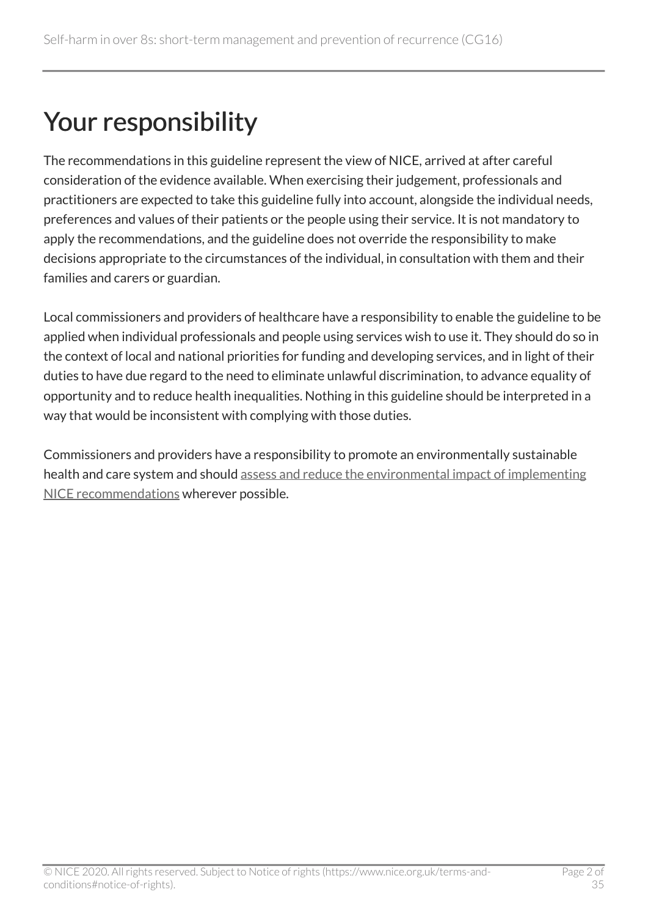# Your responsibility

The recommendations in this guideline represent the view of NICE, arrived at after careful consideration of the evidence available. When exercising their judgement, professionals and practitioners are expected to take this guideline fully into account, alongside the individual needs, preferences and values of their patients or the people using their service. It is not mandatory to apply the recommendations, and the guideline does not override the responsibility to make decisions appropriate to the circumstances of the individual, in consultation with them and their families and carers or guardian.

Local commissioners and providers of healthcare have a responsibility to enable the guideline to be applied when individual professionals and people using services wish to use it. They should do so in the context of local and national priorities for funding and developing services, and in light of their duties to have due regard to the need to eliminate unlawful discrimination, to advance equality of opportunity and to reduce health inequalities. Nothing in this guideline should be interpreted in a way that would be inconsistent with complying with those duties.

Commissioners and providers have a responsibility to promote an environmentally sustainable health and care system and should assess and reduce the environmental impact of implementing NICE recommendations wherever possible.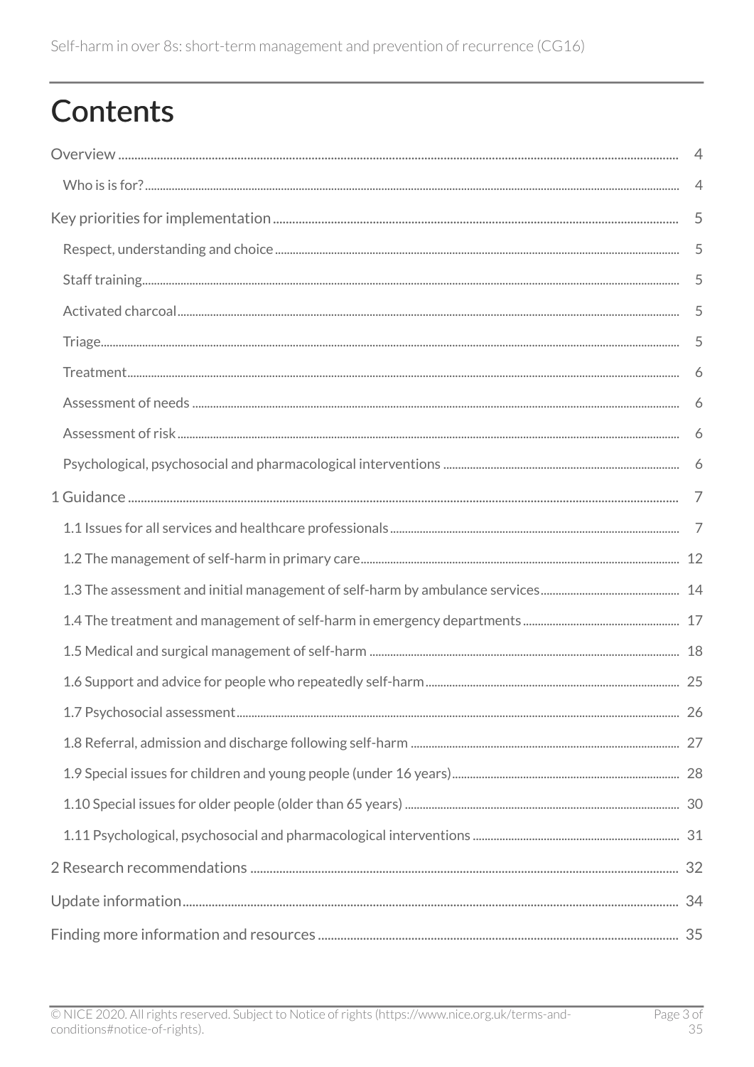# Contents

- Overview ..... 4
  - Who is is for? ..... 4
- Key priorities for implementation ..... 5
  - Respect, understanding and choice ..... 5
  - Staff training ..... 5
  - Activated charcoal ..... 5
  - Triage ..... 5
  - Treatment ..... 6
  - Assessment of needs ..... 6
  - Assessment of risk ..... 6
  - Psychological, psychosocial and pharmacological interventions ..... 6
- 1 Guidance ..... 7
  - 1.1 Issues for all services and healthcare professionals ..... 7
  - 1.2 The management of self-harm in primary care ..... 12
  - 1.3 The assessment and initial management of self-harm by ambulance services ..... 14
  - 1.4 The treatment and management of self-harm in emergency departments ..... 17
  - 1.5 Medical and surgical management of self-harm ..... 18
  - 1.6 Support and advice for people who repeatedly self-harm ..... 25
  - 1.7 Psychosocial assessment ..... 26
  - 1.8 Referral, admission and discharge following self-harm ..... 27
  - 1.9 Special issues for children and young people (under 16 years) ..... 28
  - 1.10 Special issues for older people (older than 65 years) ..... 30
  - 1.11 Psychological, psychosocial and pharmacological interventions ..... 31
- 2 Research recommendations ..... 32
- Update information ..... 34
- Finding more information and resources ..... 35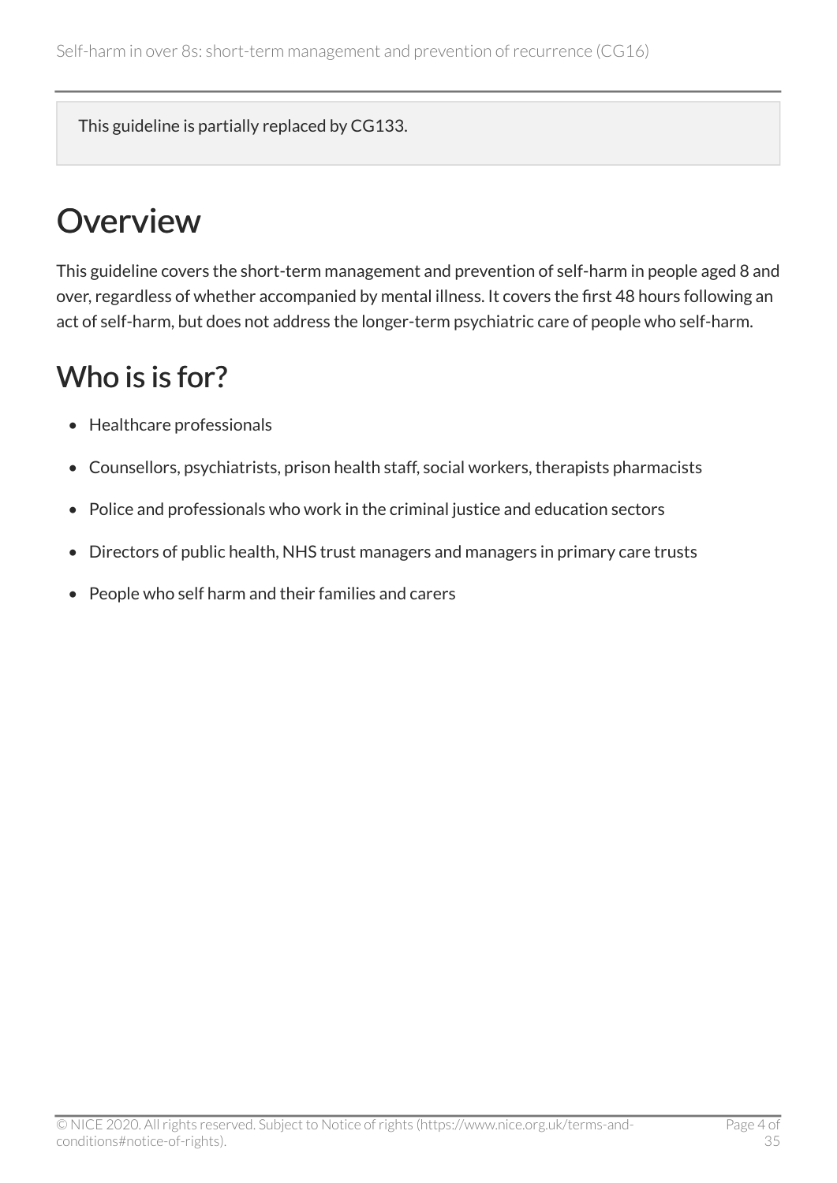This guideline is partially replaced by CG133.

# Overview

This guideline covers the short-term management and prevention of self-harm in people aged 8 and over, regardless of whether accompanied by mental illness. It covers the first 48 hours following an act of self-harm, but does not address the longer-term psychiatric care of people who self-harm.

## Who is is for?

- Healthcare professionals
- Counsellors, psychiatrists, prison health staff, social workers, therapists pharmacists
- Police and professionals who work in the criminal justice and education sectors
- Directors of public health, NHS trust managers and managers in primary care trusts
- People who self harm and their families and carers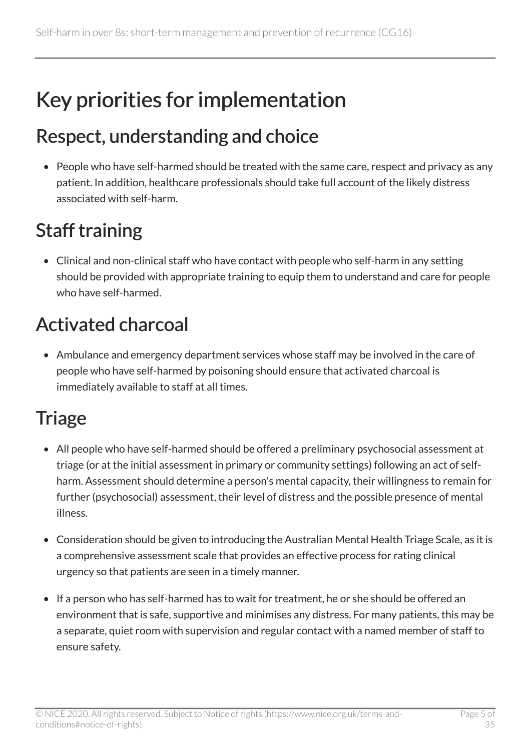# Key priorities for implementation

## Respect, understanding and choice

- People who have self-harmed should be treated with the same care, respect and privacy as any patient. In addition, healthcare professionals should take full account of the likely distress associated with self-harm.

## Staff training

- Clinical and non-clinical staff who have contact with people who self-harm in any setting should be provided with appropriate training to equip them to understand and care for people who have self-harmed.

## Activated charcoal

- Ambulance and emergency department services whose staff may be involved in the care of people who have self-harmed by poisoning should ensure that activated charcoal is immediately available to staff at all times.

## Triage

- All people who have self-harmed should be offered a preliminary psychosocial assessment at triage (or at the initial assessment in primary or community settings) following an act of self-harm. Assessment should determine a person's mental capacity, their willingness to remain for further (psychosocial) assessment, their level of distress and the possible presence of mental illness.
- Consideration should be given to introducing the Australian Mental Health Triage Scale, as it is a comprehensive assessment scale that provides an effective process for rating clinical urgency so that patients are seen in a timely manner.
- If a person who has self-harmed has to wait for treatment, he or she should be offered an environment that is safe, supportive and minimises any distress. For many patients, this may be a separate, quiet room with supervision and regular contact with a named member of staff to ensure safety.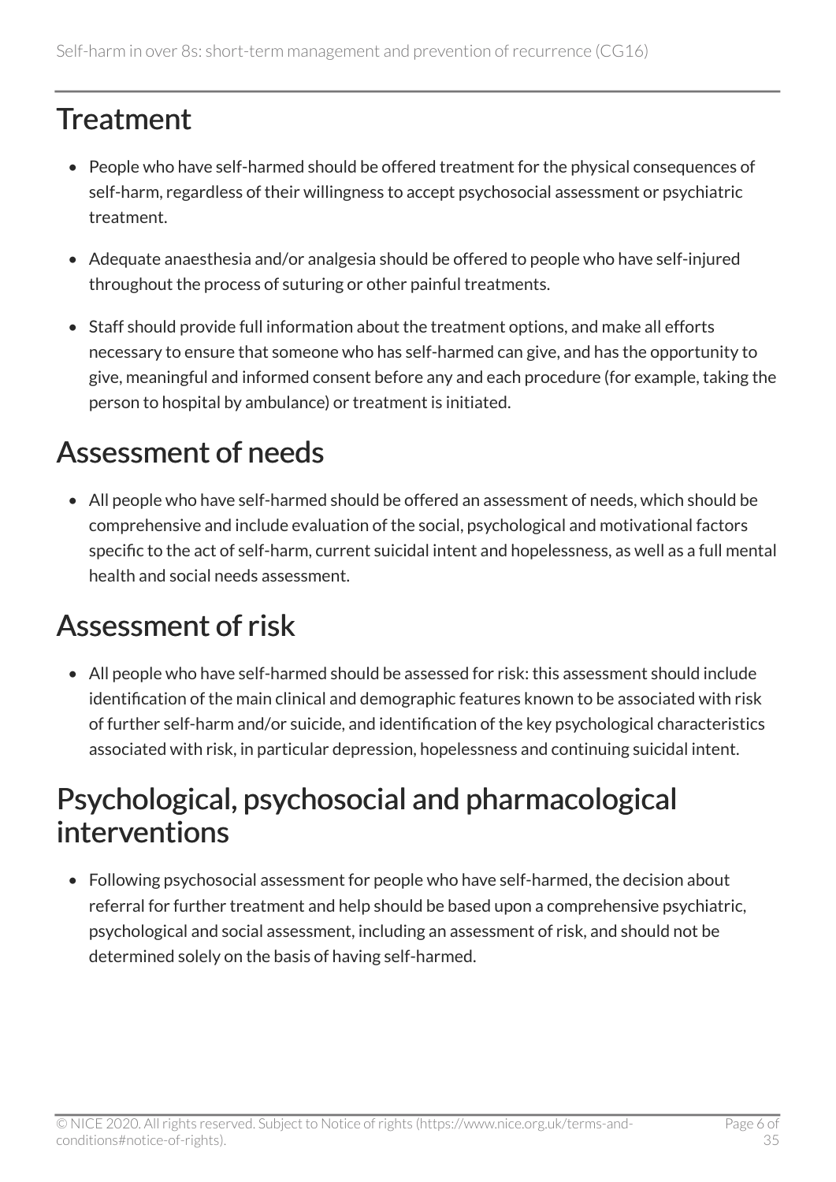## Treatment

- People who have self-harmed should be offered treatment for the physical consequences of self-harm, regardless of their willingness to accept psychosocial assessment or psychiatric treatment.
- Adequate anaesthesia and/or analgesia should be offered to people who have self-injured throughout the process of suturing or other painful treatments.
- Staff should provide full information about the treatment options, and make all efforts necessary to ensure that someone who has self-harmed can give, and has the opportunity to give, meaningful and informed consent before any and each procedure (for example, taking the person to hospital by ambulance) or treatment is initiated.

## Assessment of needs

- All people who have self-harmed should be offered an assessment of needs, which should be comprehensive and include evaluation of the social, psychological and motivational factors specific to the act of self-harm, current suicidal intent and hopelessness, as well as a full mental health and social needs assessment.

## Assessment of risk

- All people who have self-harmed should be assessed for risk: this assessment should include identification of the main clinical and demographic features known to be associated with risk of further self-harm and/or suicide, and identification of the key psychological characteristics associated with risk, in particular depression, hopelessness and continuing suicidal intent.

## Psychological, psychosocial and pharmacological interventions

- Following psychosocial assessment for people who have self-harmed, the decision about referral for further treatment and help should be based upon a comprehensive psychiatric, psychological and social assessment, including an assessment of risk, and should not be determined solely on the basis of having self-harmed.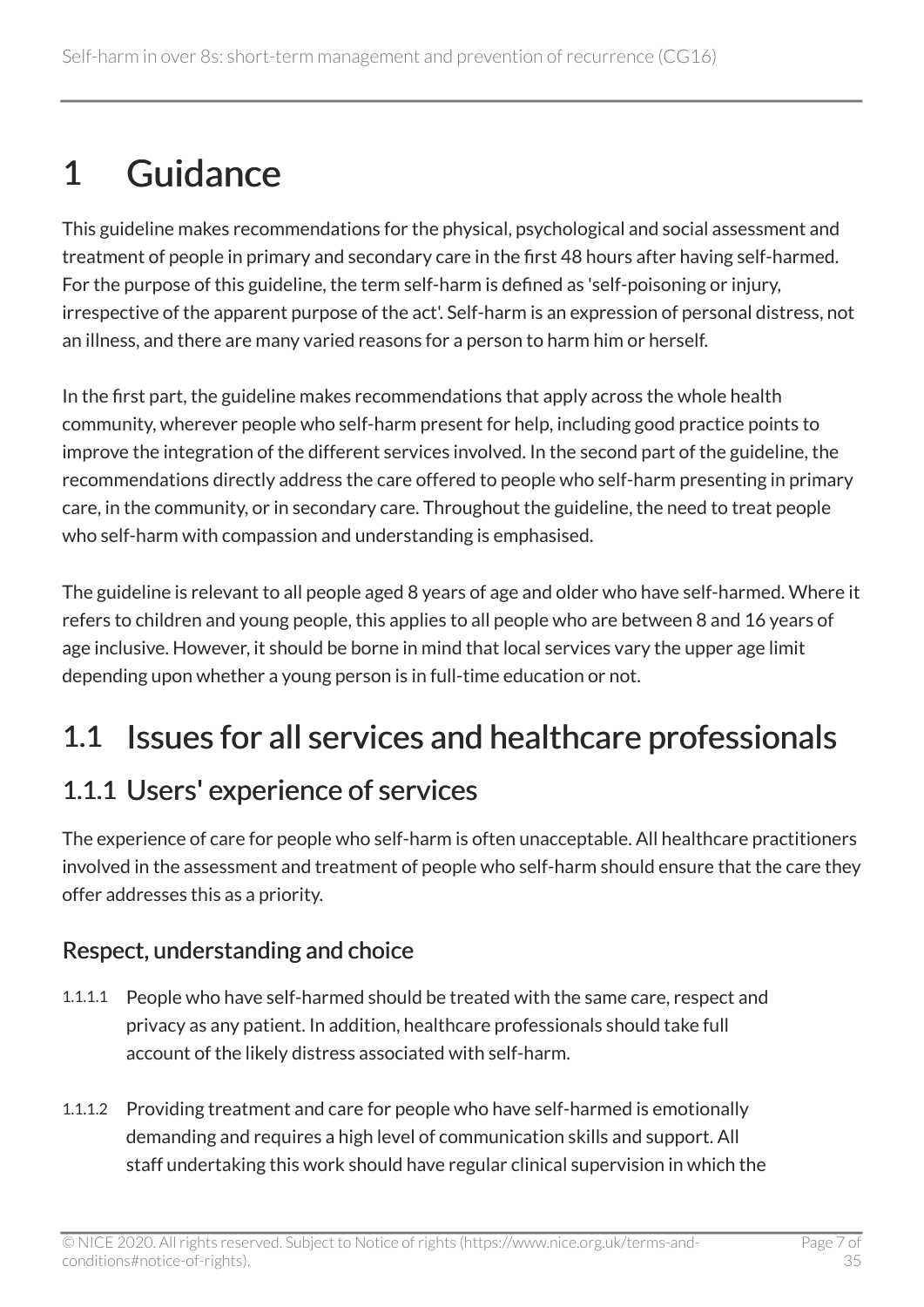# 1 Guidance

This guideline makes recommendations for the physical, psychological and social assessment and treatment of people in primary and secondary care in the first 48 hours after having self-harmed. For the purpose of this guideline, the term self-harm is defined as 'self-poisoning or injury, irrespective of the apparent purpose of the act'. Self-harm is an expression of personal distress, not an illness, and there are many varied reasons for a person to harm him or herself.

In the first part, the guideline makes recommendations that apply across the whole health community, wherever people who self-harm present for help, including good practice points to improve the integration of the different services involved. In the second part of the guideline, the recommendations directly address the care offered to people who self-harm presenting in primary care, in the community, or in secondary care. Throughout the guideline, the need to treat people who self-harm with compassion and understanding is emphasised.

The guideline is relevant to all people aged 8 years of age and older who have self-harmed. Where it refers to children and young people, this applies to all people who are between 8 and 16 years of age inclusive. However, it should be borne in mind that local services vary the upper age limit depending upon whether a young person is in full-time education or not.

## 1.1 Issues for all services and healthcare professionals

### 1.1.1 Users' experience of services

The experience of care for people who self-harm is often unacceptable. All healthcare practitioners involved in the assessment and treatment of people who self-harm should ensure that the care they offer addresses this as a priority.

#### Respect, understanding and choice

1.1.1.1 People who have self-harmed should be treated with the same care, respect and privacy as any patient. In addition, healthcare professionals should take full account of the likely distress associated with self-harm.

1.1.1.2 Providing treatment and care for people who have self-harmed is emotionally demanding and requires a high level of communication skills and support. All staff undertaking this work should have regular clinical supervision in which the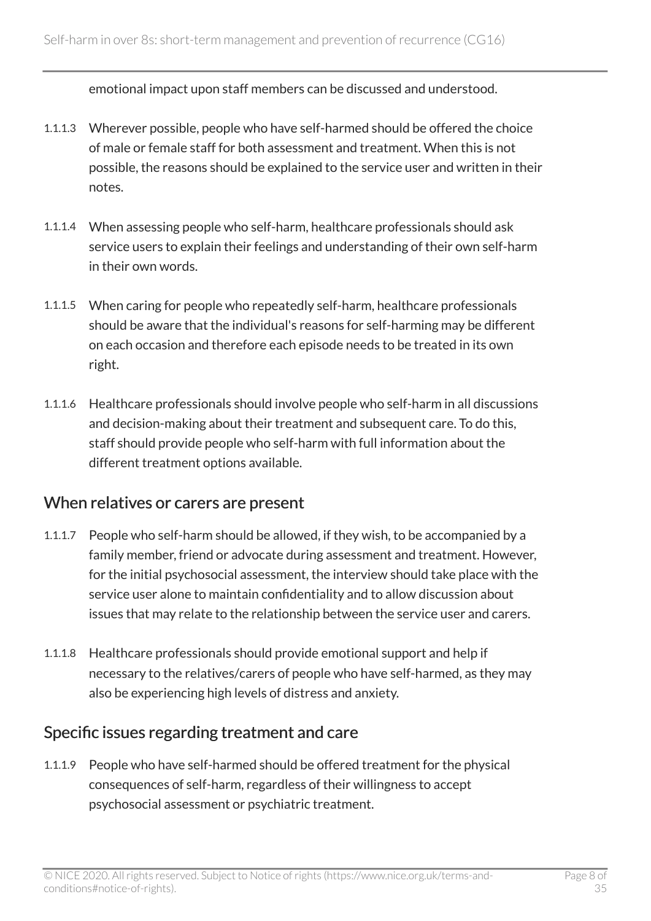emotional impact upon staff members can be discussed and understood.

1.1.1.3 Wherever possible, people who have self-harmed should be offered the choice of male or female staff for both assessment and treatment. When this is not possible, the reasons should be explained to the service user and written in their notes.

1.1.1.4 When assessing people who self-harm, healthcare professionals should ask service users to explain their feelings and understanding of their own self-harm in their own words.

1.1.1.5 When caring for people who repeatedly self-harm, healthcare professionals should be aware that the individual's reasons for self-harming may be different on each occasion and therefore each episode needs to be treated in its own right.

1.1.1.6 Healthcare professionals should involve people who self-harm in all discussions and decision-making about their treatment and subsequent care. To do this, staff should provide people who self-harm with full information about the different treatment options available.

## When relatives or carers are present

1.1.1.7 People who self-harm should be allowed, if they wish, to be accompanied by a family member, friend or advocate during assessment and treatment. However, for the initial psychosocial assessment, the interview should take place with the service user alone to maintain confidentiality and to allow discussion about issues that may relate to the relationship between the service user and carers.

1.1.1.8 Healthcare professionals should provide emotional support and help if necessary to the relatives/carers of people who have self-harmed, as they may also be experiencing high levels of distress and anxiety.

## Specific issues regarding treatment and care

1.1.1.9 People who have self-harmed should be offered treatment for the physical consequences of self-harm, regardless of their willingness to accept psychosocial assessment or psychiatric treatment.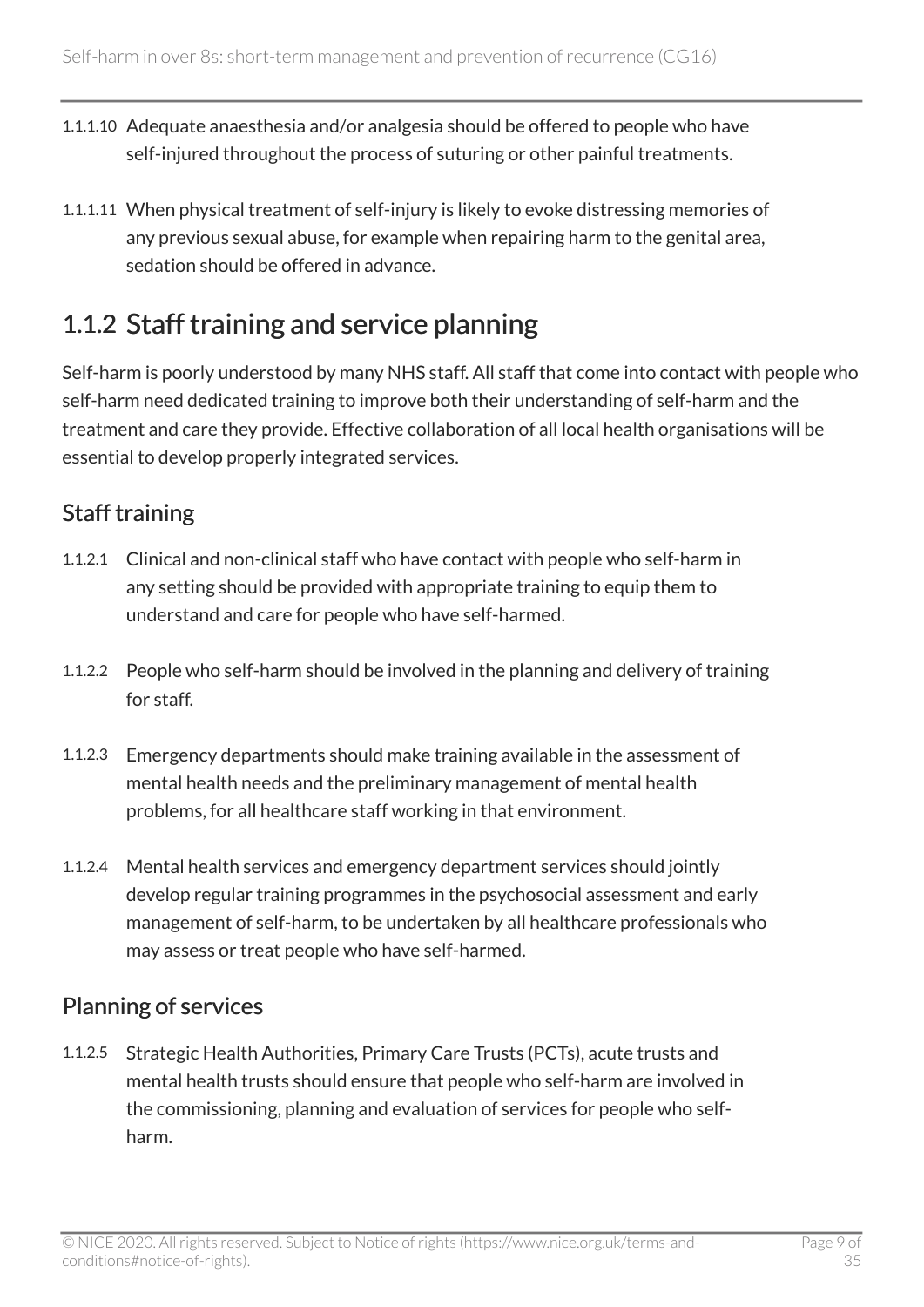1.1.1.10 Adequate anaesthesia and/or analgesia should be offered to people who have self-injured throughout the process of suturing or other painful treatments.

1.1.1.11 When physical treatment of self-injury is likely to evoke distressing memories of any previous sexual abuse, for example when repairing harm to the genital area, sedation should be offered in advance.

## 1.1.2 Staff training and service planning

Self-harm is poorly understood by many NHS staff. All staff that come into contact with people who self-harm need dedicated training to improve both their understanding of self-harm and the treatment and care they provide. Effective collaboration of all local health organisations will be essential to develop properly integrated services.

### Staff training

1.1.2.1 Clinical and non-clinical staff who have contact with people who self-harm in any setting should be provided with appropriate training to equip them to understand and care for people who have self-harmed.

1.1.2.2 People who self-harm should be involved in the planning and delivery of training for staff.

1.1.2.3 Emergency departments should make training available in the assessment of mental health needs and the preliminary management of mental health problems, for all healthcare staff working in that environment.

1.1.2.4 Mental health services and emergency department services should jointly develop regular training programmes in the psychosocial assessment and early management of self-harm, to be undertaken by all healthcare professionals who may assess or treat people who have self-harmed.

### Planning of services

1.1.2.5 Strategic Health Authorities, Primary Care Trusts (PCTs), acute trusts and mental health trusts should ensure that people who self-harm are involved in the commissioning, planning and evaluation of services for people who self-harm.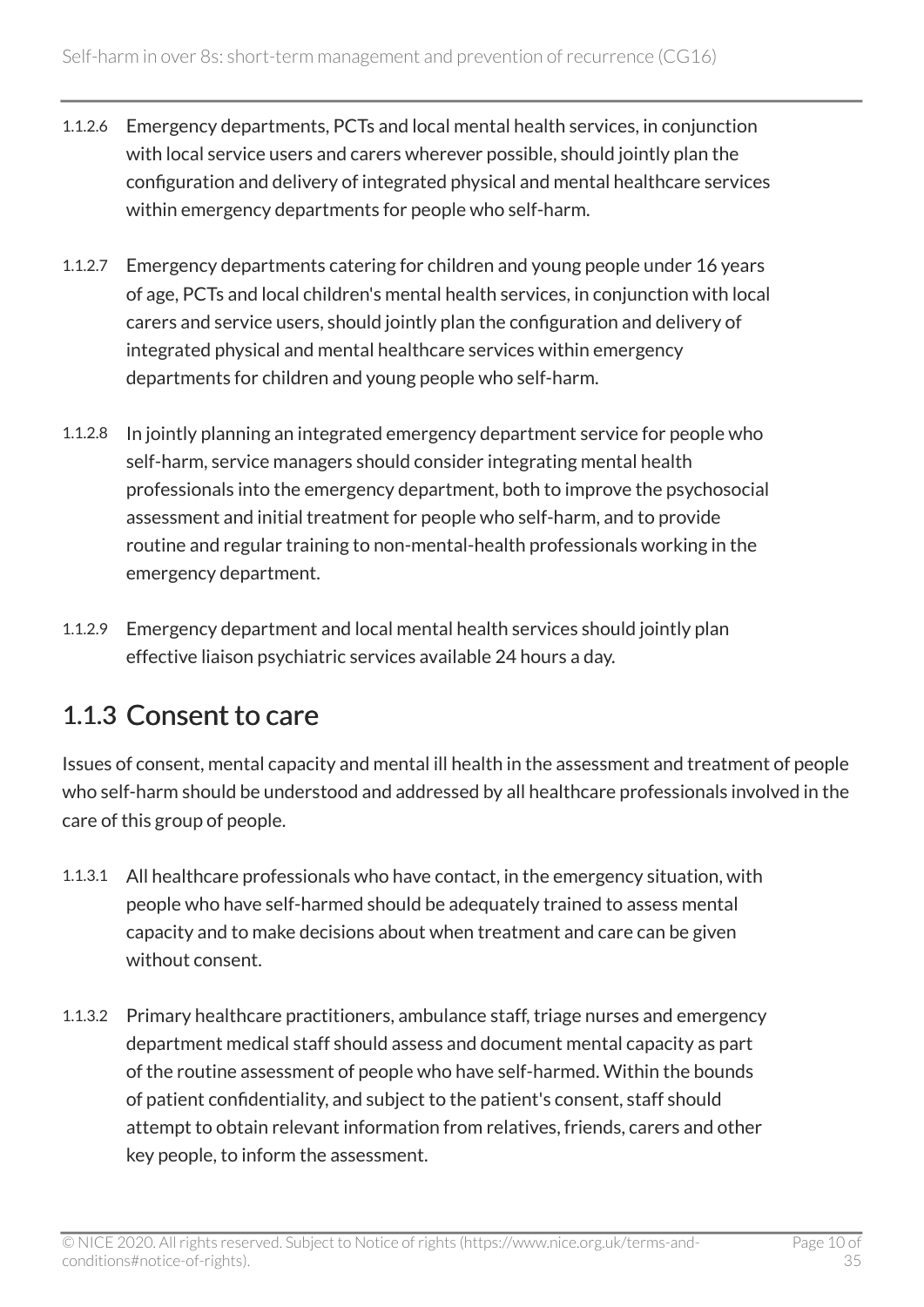1.1.2.6 Emergency departments, PCTs and local mental health services, in conjunction with local service users and carers wherever possible, should jointly plan the configuration and delivery of integrated physical and mental healthcare services within emergency departments for people who self-harm.

1.1.2.7 Emergency departments catering for children and young people under 16 years of age, PCTs and local children's mental health services, in conjunction with local carers and service users, should jointly plan the configuration and delivery of integrated physical and mental healthcare services within emergency departments for children and young people who self-harm.

1.1.2.8 In jointly planning an integrated emergency department service for people who self-harm, service managers should consider integrating mental health professionals into the emergency department, both to improve the psychosocial assessment and initial treatment for people who self-harm, and to provide routine and regular training to non-mental-health professionals working in the emergency department.

1.1.2.9 Emergency department and local mental health services should jointly plan effective liaison psychiatric services available 24 hours a day.

## 1.1.3 Consent to care

Issues of consent, mental capacity and mental ill health in the assessment and treatment of people who self-harm should be understood and addressed by all healthcare professionals involved in the care of this group of people.

1.1.3.1 All healthcare professionals who have contact, in the emergency situation, with people who have self-harmed should be adequately trained to assess mental capacity and to make decisions about when treatment and care can be given without consent.

1.1.3.2 Primary healthcare practitioners, ambulance staff, triage nurses and emergency department medical staff should assess and document mental capacity as part of the routine assessment of people who have self-harmed. Within the bounds of patient confidentiality, and subject to the patient's consent, staff should attempt to obtain relevant information from relatives, friends, carers and other key people, to inform the assessment.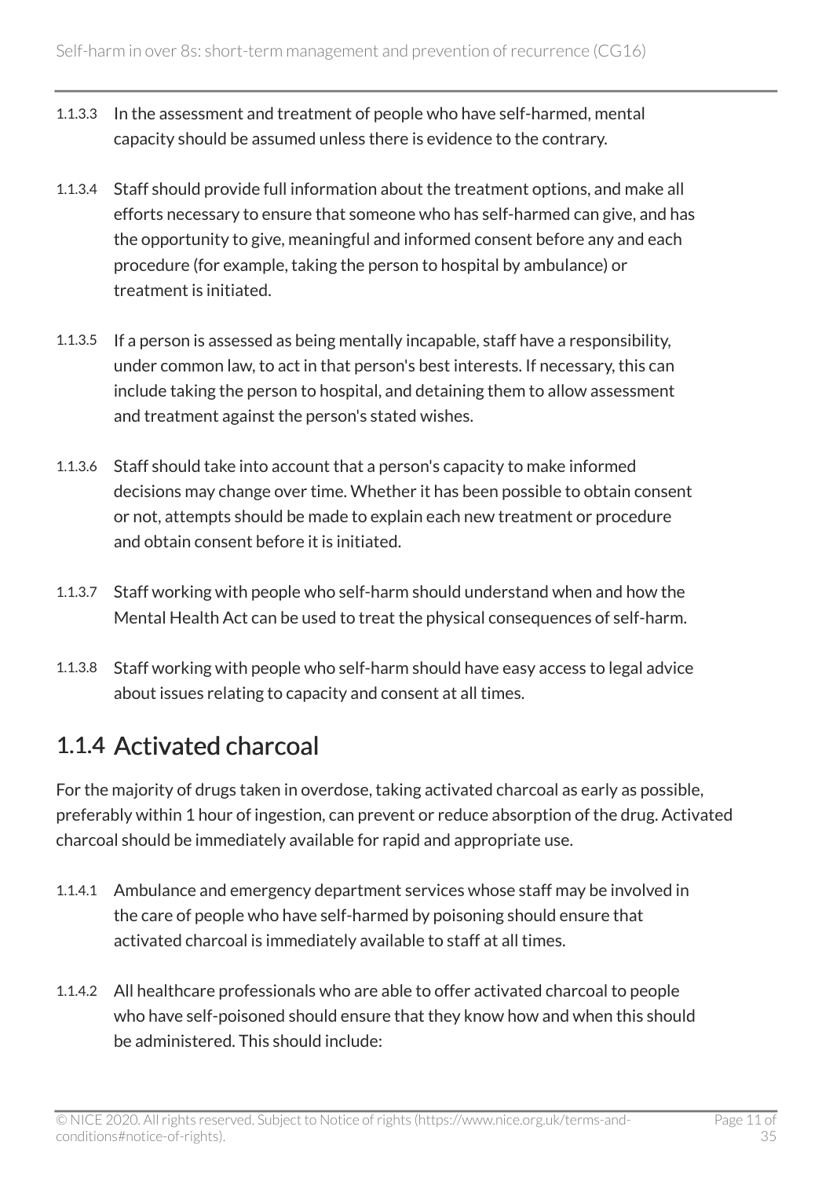1.1.3.3 In the assessment and treatment of people who have self-harmed, mental capacity should be assumed unless there is evidence to the contrary.

1.1.3.4 Staff should provide full information about the treatment options, and make all efforts necessary to ensure that someone who has self-harmed can give, and has the opportunity to give, meaningful and informed consent before any and each procedure (for example, taking the person to hospital by ambulance) or treatment is initiated.

1.1.3.5 If a person is assessed as being mentally incapable, staff have a responsibility, under common law, to act in that person's best interests. If necessary, this can include taking the person to hospital, and detaining them to allow assessment and treatment against the person's stated wishes.

1.1.3.6 Staff should take into account that a person's capacity to make informed decisions may change over time. Whether it has been possible to obtain consent or not, attempts should be made to explain each new treatment or procedure and obtain consent before it is initiated.

1.1.3.7 Staff working with people who self-harm should understand when and how the Mental Health Act can be used to treat the physical consequences of self-harm.

1.1.3.8 Staff working with people who self-harm should have easy access to legal advice about issues relating to capacity and consent at all times.

## 1.1.4 Activated charcoal

For the majority of drugs taken in overdose, taking activated charcoal as early as possible, preferably within 1 hour of ingestion, can prevent or reduce absorption of the drug. Activated charcoal should be immediately available for rapid and appropriate use.

1.1.4.1 Ambulance and emergency department services whose staff may be involved in the care of people who have self-harmed by poisoning should ensure that activated charcoal is immediately available to staff at all times.

1.1.4.2 All healthcare professionals who are able to offer activated charcoal to people who have self-poisoned should ensure that they know how and when this should be administered. This should include: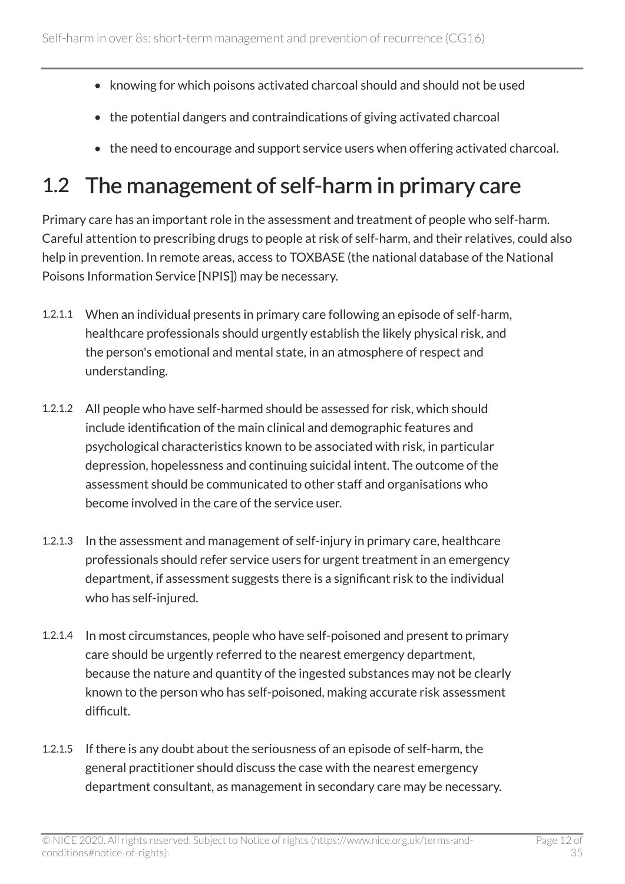- knowing for which poisons activated charcoal should and should not be used
- the potential dangers and contraindications of giving activated charcoal
- the need to encourage and support service users when offering activated charcoal.

## 1.2 The management of self-harm in primary care

Primary care has an important role in the assessment and treatment of people who self-harm. Careful attention to prescribing drugs to people at risk of self-harm, and their relatives, could also help in prevention. In remote areas, access to TOXBASE (the national database of the National Poisons Information Service [NPIS]) may be necessary.

1.2.1.1 When an individual presents in primary care following an episode of self-harm, healthcare professionals should urgently establish the likely physical risk, and the person's emotional and mental state, in an atmosphere of respect and understanding.

1.2.1.2 All people who have self-harmed should be assessed for risk, which should include identification of the main clinical and demographic features and psychological characteristics known to be associated with risk, in particular depression, hopelessness and continuing suicidal intent. The outcome of the assessment should be communicated to other staff and organisations who become involved in the care of the service user.

1.2.1.3 In the assessment and management of self-injury in primary care, healthcare professionals should refer service users for urgent treatment in an emergency department, if assessment suggests there is a significant risk to the individual who has self-injured.

1.2.1.4 In most circumstances, people who have self-poisoned and present to primary care should be urgently referred to the nearest emergency department, because the nature and quantity of the ingested substances may not be clearly known to the person who has self-poisoned, making accurate risk assessment difficult.

1.2.1.5 If there is any doubt about the seriousness of an episode of self-harm, the general practitioner should discuss the case with the nearest emergency department consultant, as management in secondary care may be necessary.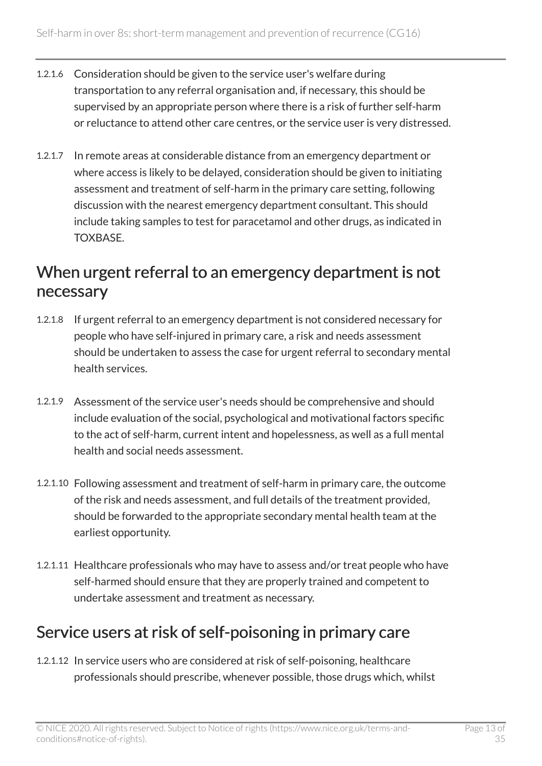1.2.1.6 Consideration should be given to the service user's welfare during transportation to any referral organisation and, if necessary, this should be supervised by an appropriate person where there is a risk of further self-harm or reluctance to attend other care centres, or the service user is very distressed.

1.2.1.7 In remote areas at considerable distance from an emergency department or where access is likely to be delayed, consideration should be given to initiating assessment and treatment of self-harm in the primary care setting, following discussion with the nearest emergency department consultant. This should include taking samples to test for paracetamol and other drugs, as indicated in TOXBASE.

## When urgent referral to an emergency department is not necessary

1.2.1.8 If urgent referral to an emergency department is not considered necessary for people who have self-injured in primary care, a risk and needs assessment should be undertaken to assess the case for urgent referral to secondary mental health services.

1.2.1.9 Assessment of the service user's needs should be comprehensive and should include evaluation of the social, psychological and motivational factors specific to the act of self-harm, current intent and hopelessness, as well as a full mental health and social needs assessment.

1.2.1.10 Following assessment and treatment of self-harm in primary care, the outcome of the risk and needs assessment, and full details of the treatment provided, should be forwarded to the appropriate secondary mental health team at the earliest opportunity.

1.2.1.11 Healthcare professionals who may have to assess and/or treat people who have self-harmed should ensure that they are properly trained and competent to undertake assessment and treatment as necessary.

## Service users at risk of self-poisoning in primary care

1.2.1.12 In service users who are considered at risk of self-poisoning, healthcare professionals should prescribe, whenever possible, those drugs which, whilst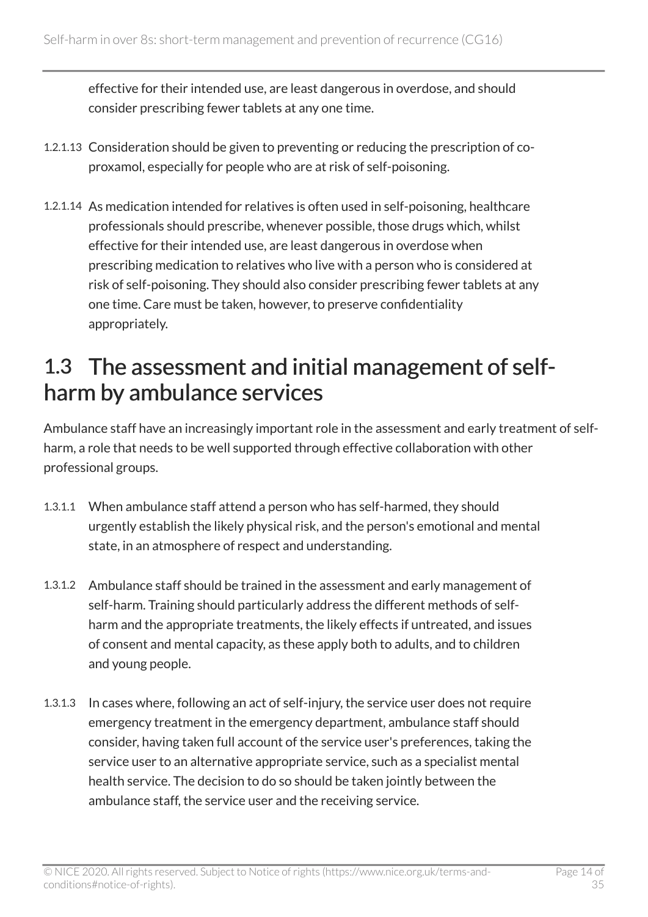effective for their intended use, are least dangerous in overdose, and should consider prescribing fewer tablets at any one time.

1.2.1.13 Consideration should be given to preventing or reducing the prescription of co-proxamol, especially for people who are at risk of self-poisoning.

1.2.1.14 As medication intended for relatives is often used in self-poisoning, healthcare professionals should prescribe, whenever possible, those drugs which, whilst effective for their intended use, are least dangerous in overdose when prescribing medication to relatives who live with a person who is considered at risk of self-poisoning. They should also consider prescribing fewer tablets at any one time. Care must be taken, however, to preserve confidentiality appropriately.

## 1.3 The assessment and initial management of self-harm by ambulance services

Ambulance staff have an increasingly important role in the assessment and early treatment of self-harm, a role that needs to be well supported through effective collaboration with other professional groups.

1.3.1.1 When ambulance staff attend a person who has self-harmed, they should urgently establish the likely physical risk, and the person's emotional and mental state, in an atmosphere of respect and understanding.

1.3.1.2 Ambulance staff should be trained in the assessment and early management of self-harm. Training should particularly address the different methods of self-harm and the appropriate treatments, the likely effects if untreated, and issues of consent and mental capacity, as these apply both to adults, and to children and young people.

1.3.1.3 In cases where, following an act of self-injury, the service user does not require emergency treatment in the emergency department, ambulance staff should consider, having taken full account of the service user's preferences, taking the service user to an alternative appropriate service, such as a specialist mental health service. The decision to do so should be taken jointly between the ambulance staff, the service user and the receiving service.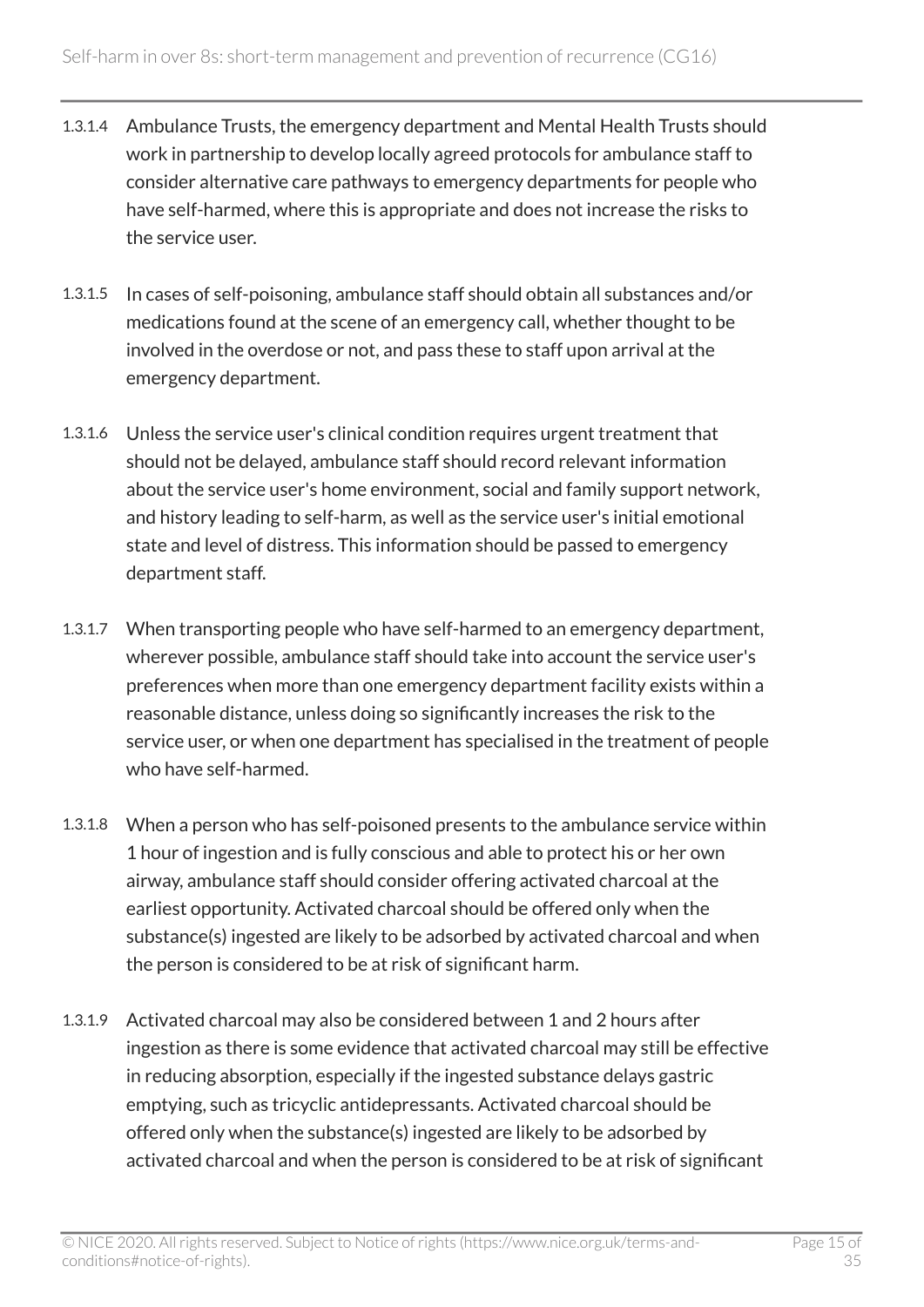1.3.1.4 Ambulance Trusts, the emergency department and Mental Health Trusts should work in partnership to develop locally agreed protocols for ambulance staff to consider alternative care pathways to emergency departments for people who have self-harmed, where this is appropriate and does not increase the risks to the service user.

1.3.1.5 In cases of self-poisoning, ambulance staff should obtain all substances and/or medications found at the scene of an emergency call, whether thought to be involved in the overdose or not, and pass these to staff upon arrival at the emergency department.

1.3.1.6 Unless the service user's clinical condition requires urgent treatment that should not be delayed, ambulance staff should record relevant information about the service user's home environment, social and family support network, and history leading to self-harm, as well as the service user's initial emotional state and level of distress. This information should be passed to emergency department staff.

1.3.1.7 When transporting people who have self-harmed to an emergency department, wherever possible, ambulance staff should take into account the service user's preferences when more than one emergency department facility exists within a reasonable distance, unless doing so significantly increases the risk to the service user, or when one department has specialised in the treatment of people who have self-harmed.

1.3.1.8 When a person who has self-poisoned presents to the ambulance service within 1 hour of ingestion and is fully conscious and able to protect his or her own airway, ambulance staff should consider offering activated charcoal at the earliest opportunity. Activated charcoal should be offered only when the substance(s) ingested are likely to be adsorbed by activated charcoal and when the person is considered to be at risk of significant harm.

1.3.1.9 Activated charcoal may also be considered between 1 and 2 hours after ingestion as there is some evidence that activated charcoal may still be effective in reducing absorption, especially if the ingested substance delays gastric emptying, such as tricyclic antidepressants. Activated charcoal should be offered only when the substance(s) ingested are likely to be adsorbed by activated charcoal and when the person is considered to be at risk of significant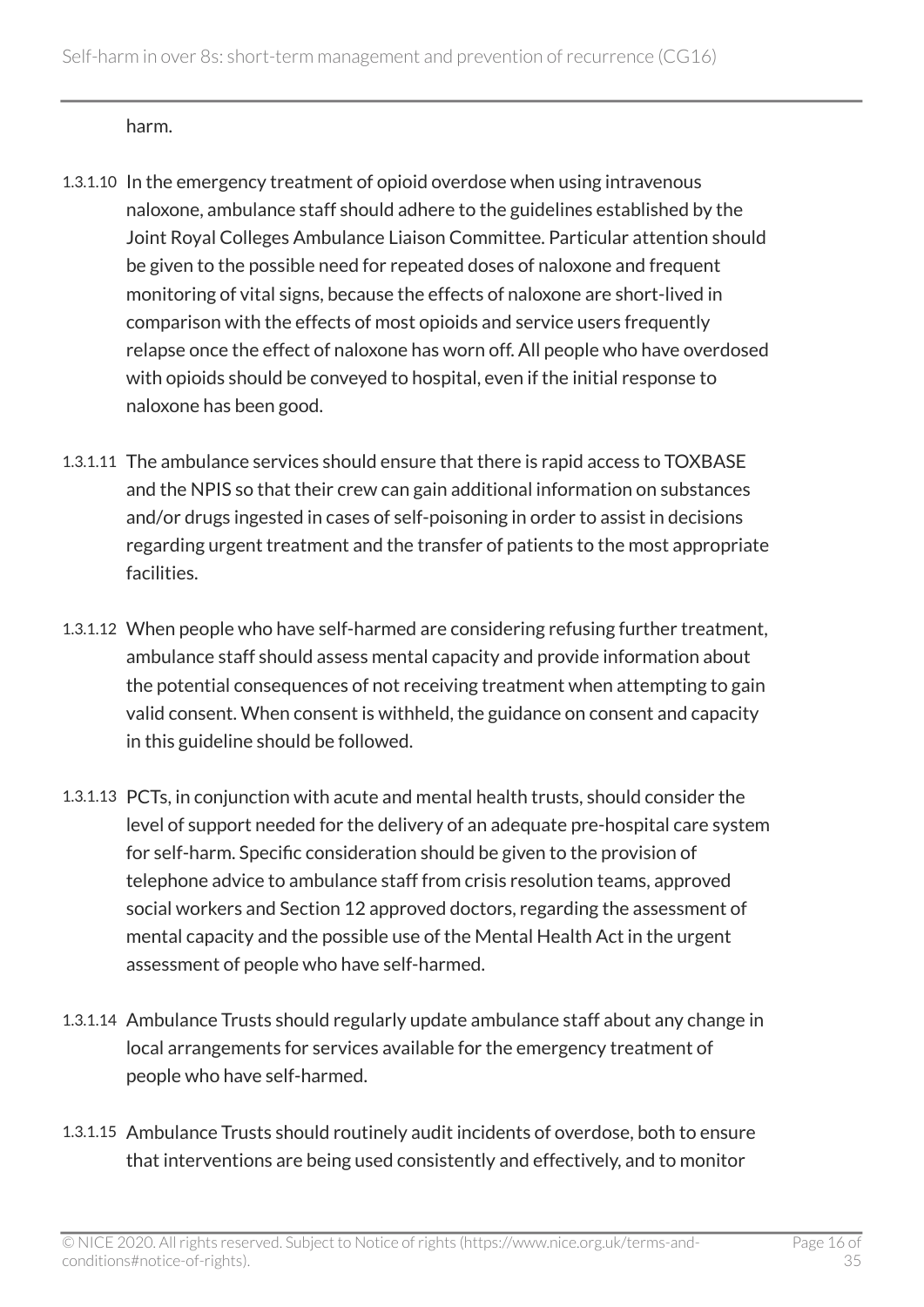harm.

1.3.1.10 In the emergency treatment of opioid overdose when using intravenous naloxone, ambulance staff should adhere to the guidelines established by the Joint Royal Colleges Ambulance Liaison Committee. Particular attention should be given to the possible need for repeated doses of naloxone and frequent monitoring of vital signs, because the effects of naloxone are short-lived in comparison with the effects of most opioids and service users frequently relapse once the effect of naloxone has worn off. All people who have overdosed with opioids should be conveyed to hospital, even if the initial response to naloxone has been good.

1.3.1.11 The ambulance services should ensure that there is rapid access to TOXBASE and the NPIS so that their crew can gain additional information on substances and/or drugs ingested in cases of self-poisoning in order to assist in decisions regarding urgent treatment and the transfer of patients to the most appropriate facilities.

1.3.1.12 When people who have self-harmed are considering refusing further treatment, ambulance staff should assess mental capacity and provide information about the potential consequences of not receiving treatment when attempting to gain valid consent. When consent is withheld, the guidance on consent and capacity in this guideline should be followed.

1.3.1.13 PCTs, in conjunction with acute and mental health trusts, should consider the level of support needed for the delivery of an adequate pre-hospital care system for self-harm. Specific consideration should be given to the provision of telephone advice to ambulance staff from crisis resolution teams, approved social workers and Section 12 approved doctors, regarding the assessment of mental capacity and the possible use of the Mental Health Act in the urgent assessment of people who have self-harmed.

1.3.1.14 Ambulance Trusts should regularly update ambulance staff about any change in local arrangements for services available for the emergency treatment of people who have self-harmed.

1.3.1.15 Ambulance Trusts should routinely audit incidents of overdose, both to ensure that interventions are being used consistently and effectively, and to monitor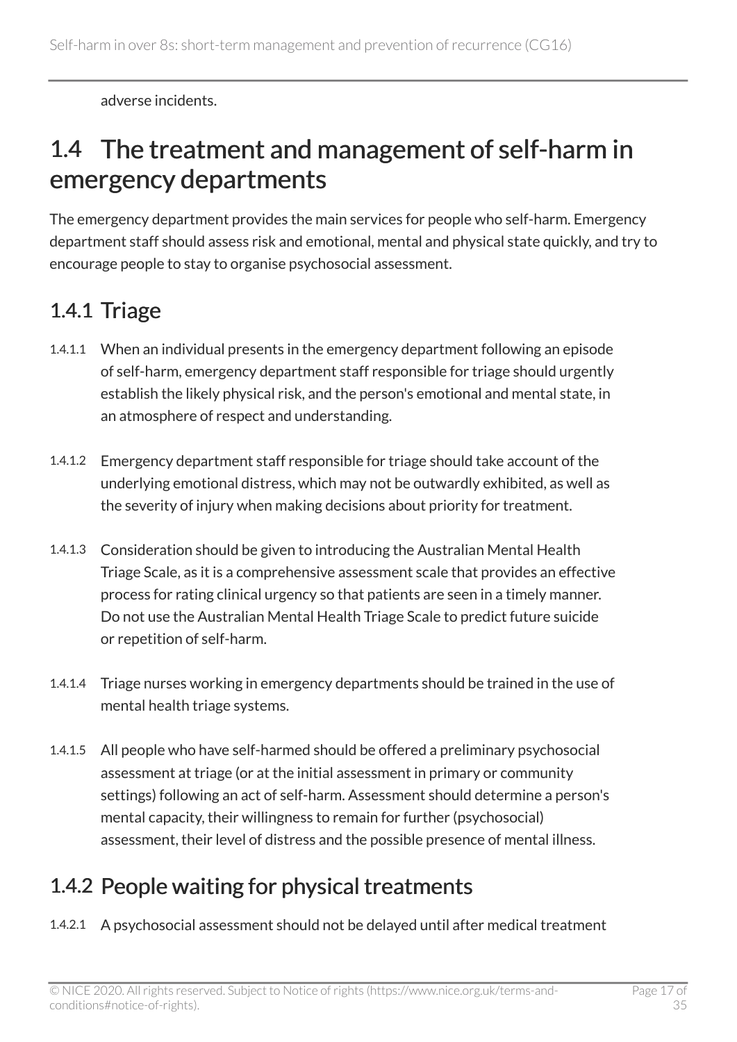adverse incidents.

## 1.4 The treatment and management of self-harm in emergency departments

The emergency department provides the main services for people who self-harm. Emergency department staff should assess risk and emotional, mental and physical state quickly, and try to encourage people to stay to organise psychosocial assessment.

### 1.4.1 Triage

1.4.1.1 When an individual presents in the emergency department following an episode of self-harm, emergency department staff responsible for triage should urgently establish the likely physical risk, and the person's emotional and mental state, in an atmosphere of respect and understanding.

1.4.1.2 Emergency department staff responsible for triage should take account of the underlying emotional distress, which may not be outwardly exhibited, as well as the severity of injury when making decisions about priority for treatment.

1.4.1.3 Consideration should be given to introducing the Australian Mental Health Triage Scale, as it is a comprehensive assessment scale that provides an effective process for rating clinical urgency so that patients are seen in a timely manner. Do not use the Australian Mental Health Triage Scale to predict future suicide or repetition of self-harm.

1.4.1.4 Triage nurses working in emergency departments should be trained in the use of mental health triage systems.

1.4.1.5 All people who have self-harmed should be offered a preliminary psychosocial assessment at triage (or at the initial assessment in primary or community settings) following an act of self-harm. Assessment should determine a person's mental capacity, their willingness to remain for further (psychosocial) assessment, their level of distress and the possible presence of mental illness.

### 1.4.2 People waiting for physical treatments

1.4.2.1 A psychosocial assessment should not be delayed until after medical treatment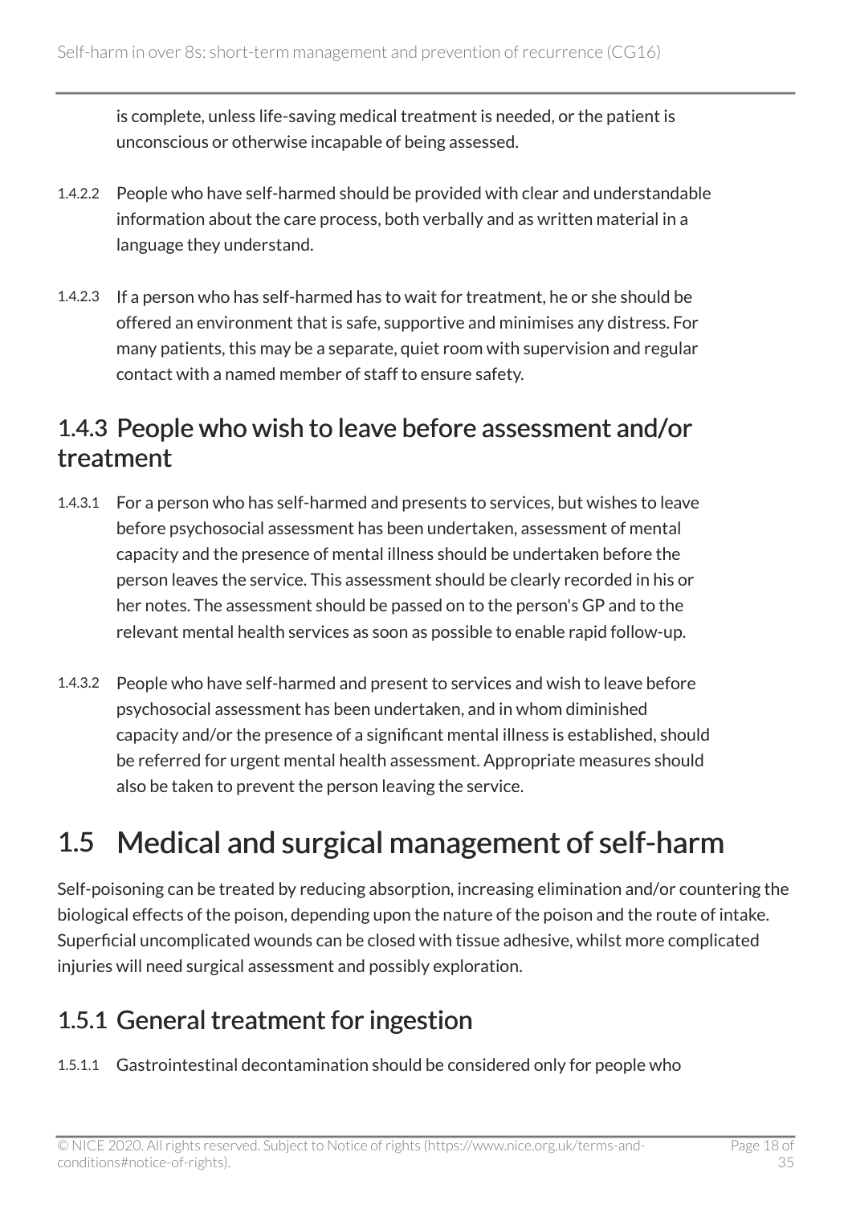is complete, unless life-saving medical treatment is needed, or the patient is unconscious or otherwise incapable of being assessed.

1.4.2.2 People who have self-harmed should be provided with clear and understandable information about the care process, both verbally and as written material in a language they understand.

1.4.2.3 If a person who has self-harmed has to wait for treatment, he or she should be offered an environment that is safe, supportive and minimises any distress. For many patients, this may be a separate, quiet room with supervision and regular contact with a named member of staff to ensure safety.

### 1.4.3 People who wish to leave before assessment and/or treatment

1.4.3.1 For a person who has self-harmed and presents to services, but wishes to leave before psychosocial assessment has been undertaken, assessment of mental capacity and the presence of mental illness should be undertaken before the person leaves the service. This assessment should be clearly recorded in his or her notes. The assessment should be passed on to the person's GP and to the relevant mental health services as soon as possible to enable rapid follow-up.

1.4.3.2 People who have self-harmed and present to services and wish to leave before psychosocial assessment has been undertaken, and in whom diminished capacity and/or the presence of a significant mental illness is established, should be referred for urgent mental health assessment. Appropriate measures should also be taken to prevent the person leaving the service.

## 1.5 Medical and surgical management of self-harm

Self-poisoning can be treated by reducing absorption, increasing elimination and/or countering the biological effects of the poison, depending upon the nature of the poison and the route of intake. Superficial uncomplicated wounds can be closed with tissue adhesive, whilst more complicated injuries will need surgical assessment and possibly exploration.

### 1.5.1 General treatment for ingestion

1.5.1.1 Gastrointestinal decontamination should be considered only for people who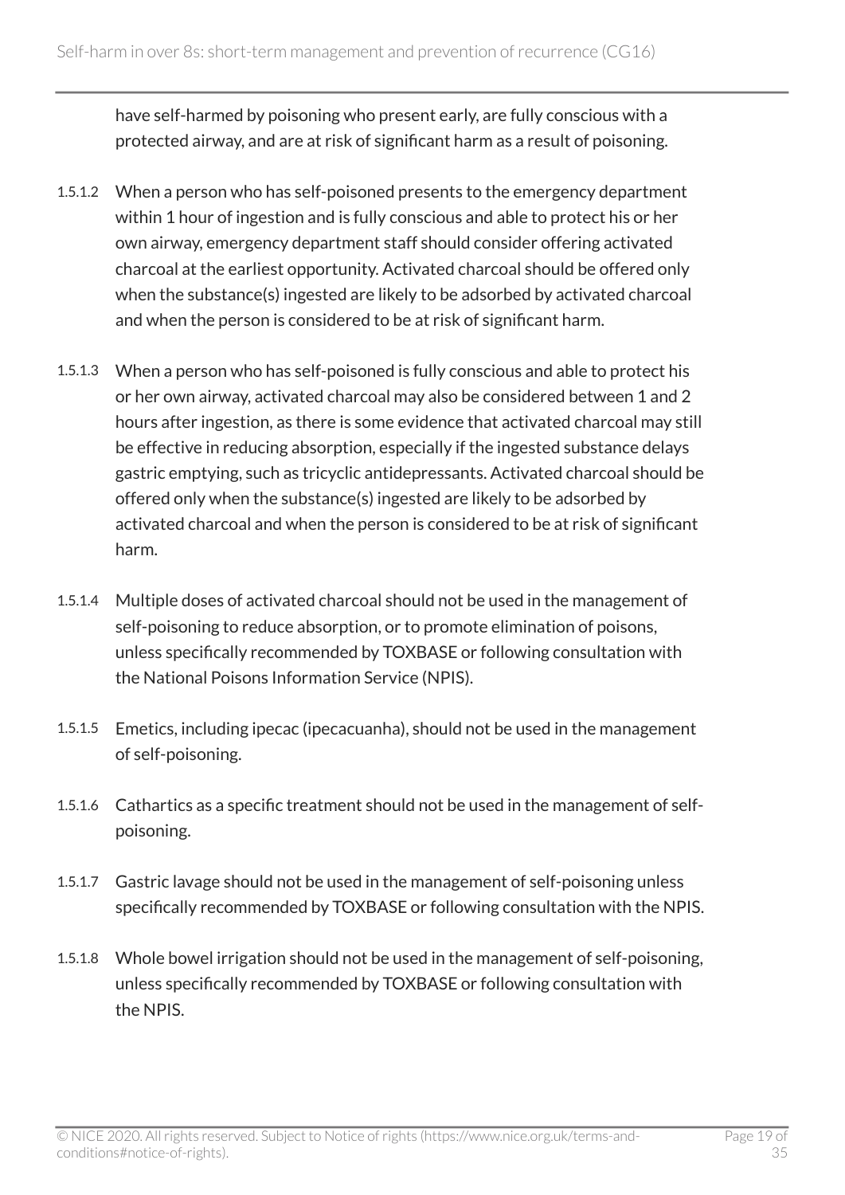have self-harmed by poisoning who present early, are fully conscious with a protected airway, and are at risk of significant harm as a result of poisoning.

1.5.1.2 When a person who has self-poisoned presents to the emergency department within 1 hour of ingestion and is fully conscious and able to protect his or her own airway, emergency department staff should consider offering activated charcoal at the earliest opportunity. Activated charcoal should be offered only when the substance(s) ingested are likely to be adsorbed by activated charcoal and when the person is considered to be at risk of significant harm.

1.5.1.3 When a person who has self-poisoned is fully conscious and able to protect his or her own airway, activated charcoal may also be considered between 1 and 2 hours after ingestion, as there is some evidence that activated charcoal may still be effective in reducing absorption, especially if the ingested substance delays gastric emptying, such as tricyclic antidepressants. Activated charcoal should be offered only when the substance(s) ingested are likely to be adsorbed by activated charcoal and when the person is considered to be at risk of significant harm.

1.5.1.4 Multiple doses of activated charcoal should not be used in the management of self-poisoning to reduce absorption, or to promote elimination of poisons, unless specifically recommended by TOXBASE or following consultation with the National Poisons Information Service (NPIS).

1.5.1.5 Emetics, including ipecac (ipecacuanha), should not be used in the management of self-poisoning.

1.5.1.6 Cathartics as a specific treatment should not be used in the management of self-poisoning.

1.5.1.7 Gastric lavage should not be used in the management of self-poisoning unless specifically recommended by TOXBASE or following consultation with the NPIS.

1.5.1.8 Whole bowel irrigation should not be used in the management of self-poisoning, unless specifically recommended by TOXBASE or following consultation with the NPIS.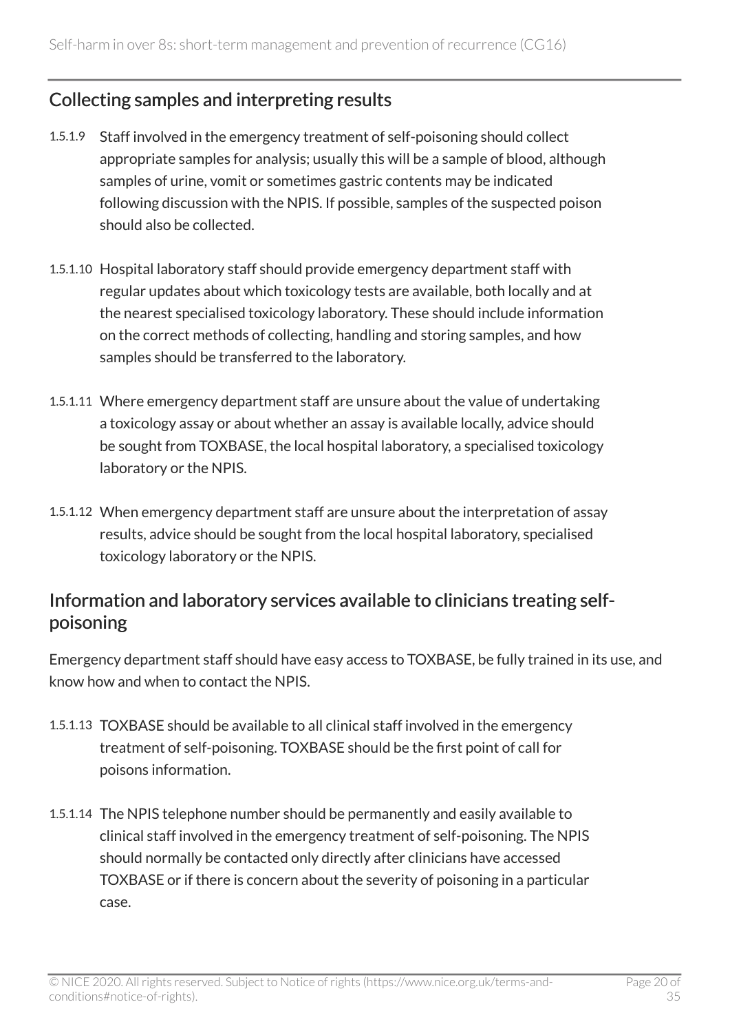## Collecting samples and interpreting results

1.5.1.9 Staff involved in the emergency treatment of self-poisoning should collect appropriate samples for analysis; usually this will be a sample of blood, although samples of urine, vomit or sometimes gastric contents may be indicated following discussion with the NPIS. If possible, samples of the suspected poison should also be collected.

1.5.1.10 Hospital laboratory staff should provide emergency department staff with regular updates about which toxicology tests are available, both locally and at the nearest specialised toxicology laboratory. These should include information on the correct methods of collecting, handling and storing samples, and how samples should be transferred to the laboratory.

1.5.1.11 Where emergency department staff are unsure about the value of undertaking a toxicology assay or about whether an assay is available locally, advice should be sought from TOXBASE, the local hospital laboratory, a specialised toxicology laboratory or the NPIS.

1.5.1.12 When emergency department staff are unsure about the interpretation of assay results, advice should be sought from the local hospital laboratory, specialised toxicology laboratory or the NPIS.

## Information and laboratory services available to clinicians treating self-poisoning

Emergency department staff should have easy access to TOXBASE, be fully trained in its use, and know how and when to contact the NPIS.

1.5.1.13 TOXBASE should be available to all clinical staff involved in the emergency treatment of self-poisoning. TOXBASE should be the first point of call for poisons information.

1.5.1.14 The NPIS telephone number should be permanently and easily available to clinical staff involved in the emergency treatment of self-poisoning. The NPIS should normally be contacted only directly after clinicians have accessed TOXBASE or if there is concern about the severity of poisoning in a particular case.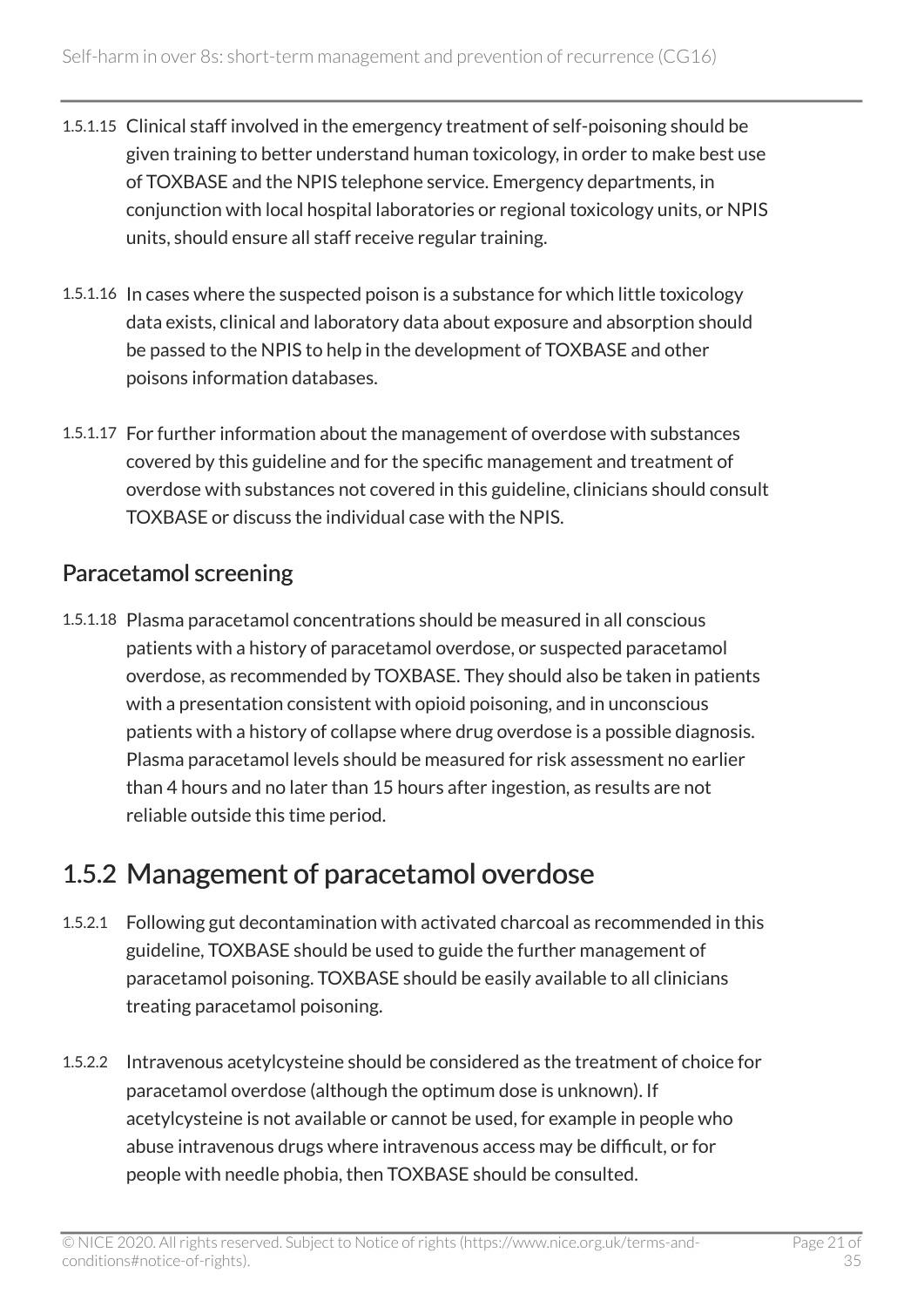1.5.1.15 Clinical staff involved in the emergency treatment of self-poisoning should be given training to better understand human toxicology, in order to make best use of TOXBASE and the NPIS telephone service. Emergency departments, in conjunction with local hospital laboratories or regional toxicology units, or NPIS units, should ensure all staff receive regular training.

1.5.1.16 In cases where the suspected poison is a substance for which little toxicology data exists, clinical and laboratory data about exposure and absorption should be passed to the NPIS to help in the development of TOXBASE and other poisons information databases.

1.5.1.17 For further information about the management of overdose with substances covered by this guideline and for the specific management and treatment of overdose with substances not covered in this guideline, clinicians should consult TOXBASE or discuss the individual case with the NPIS.

### Paracetamol screening

1.5.1.18 Plasma paracetamol concentrations should be measured in all conscious patients with a history of paracetamol overdose, or suspected paracetamol overdose, as recommended by TOXBASE. They should also be taken in patients with a presentation consistent with opioid poisoning, and in unconscious patients with a history of collapse where drug overdose is a possible diagnosis. Plasma paracetamol levels should be measured for risk assessment no earlier than 4 hours and no later than 15 hours after ingestion, as results are not reliable outside this time period.

## 1.5.2 Management of paracetamol overdose

1.5.2.1 Following gut decontamination with activated charcoal as recommended in this guideline, TOXBASE should be used to guide the further management of paracetamol poisoning. TOXBASE should be easily available to all clinicians treating paracetamol poisoning.

1.5.2.2 Intravenous acetylcysteine should be considered as the treatment of choice for paracetamol overdose (although the optimum dose is unknown). If acetylcysteine is not available or cannot be used, for example in people who abuse intravenous drugs where intravenous access may be difficult, or for people with needle phobia, then TOXBASE should be consulted.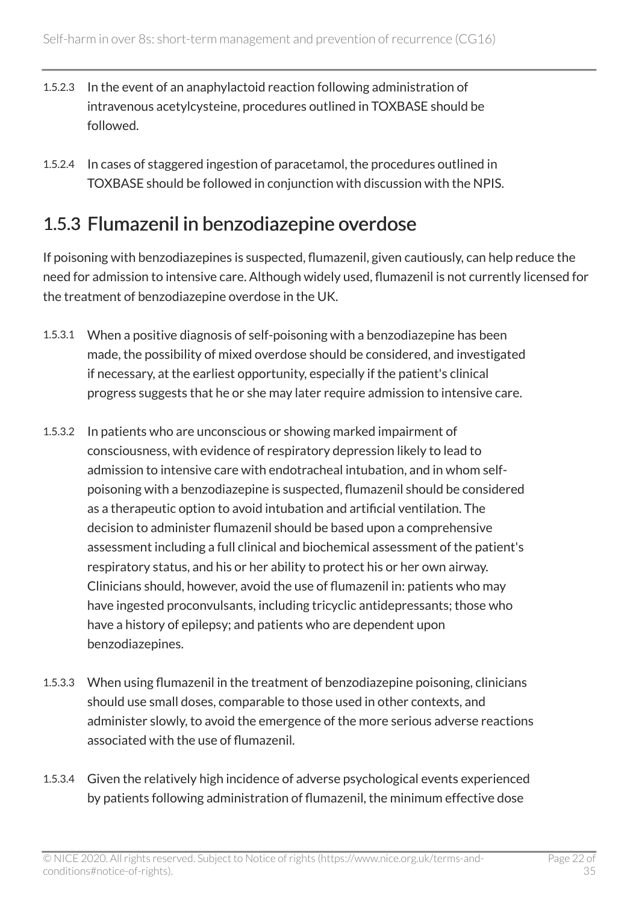1.5.2.3 In the event of an anaphylactoid reaction following administration of intravenous acetylcysteine, procedures outlined in TOXBASE should be followed.

1.5.2.4 In cases of staggered ingestion of paracetamol, the procedures outlined in TOXBASE should be followed in conjunction with discussion with the NPIS.

## 1.5.3 Flumazenil in benzodiazepine overdose

If poisoning with benzodiazepines is suspected, flumazenil, given cautiously, can help reduce the need for admission to intensive care. Although widely used, flumazenil is not currently licensed for the treatment of benzodiazepine overdose in the UK.

1.5.3.1 When a positive diagnosis of self-poisoning with a benzodiazepine has been made, the possibility of mixed overdose should be considered, and investigated if necessary, at the earliest opportunity, especially if the patient's clinical progress suggests that he or she may later require admission to intensive care.

1.5.3.2 In patients who are unconscious or showing marked impairment of consciousness, with evidence of respiratory depression likely to lead to admission to intensive care with endotracheal intubation, and in whom self-poisoning with a benzodiazepine is suspected, flumazenil should be considered as a therapeutic option to avoid intubation and artificial ventilation. The decision to administer flumazenil should be based upon a comprehensive assessment including a full clinical and biochemical assessment of the patient's respiratory status, and his or her ability to protect his or her own airway. Clinicians should, however, avoid the use of flumazenil in: patients who may have ingested proconvulsants, including tricyclic antidepressants; those who have a history of epilepsy; and patients who are dependent upon benzodiazepines.

1.5.3.3 When using flumazenil in the treatment of benzodiazepine poisoning, clinicians should use small doses, comparable to those used in other contexts, and administer slowly, to avoid the emergence of the more serious adverse reactions associated with the use of flumazenil.

1.5.3.4 Given the relatively high incidence of adverse psychological events experienced by patients following administration of flumazenil, the minimum effective dose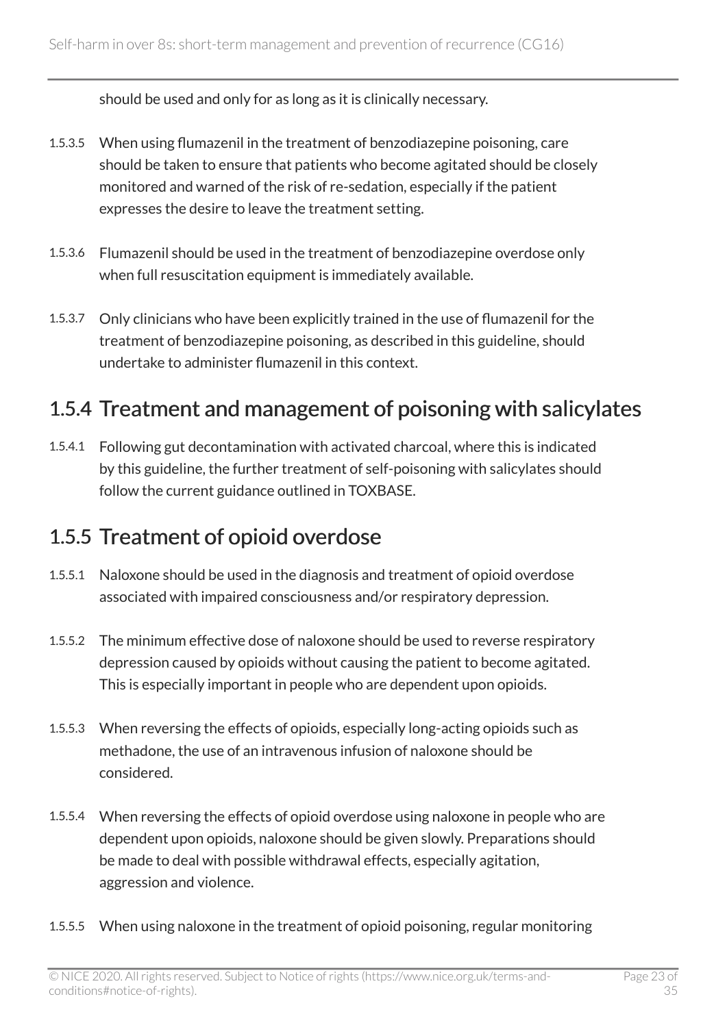should be used and only for as long as it is clinically necessary.

1.5.3.5 When using flumazenil in the treatment of benzodiazepine poisoning, care should be taken to ensure that patients who become agitated should be closely monitored and warned of the risk of re-sedation, especially if the patient expresses the desire to leave the treatment setting.

1.5.3.6 Flumazenil should be used in the treatment of benzodiazepine overdose only when full resuscitation equipment is immediately available.

1.5.3.7 Only clinicians who have been explicitly trained in the use of flumazenil for the treatment of benzodiazepine poisoning, as described in this guideline, should undertake to administer flumazenil in this context.

## 1.5.4 Treatment and management of poisoning with salicylates

1.5.4.1 Following gut decontamination with activated charcoal, where this is indicated by this guideline, the further treatment of self-poisoning with salicylates should follow the current guidance outlined in TOXBASE.

## 1.5.5 Treatment of opioid overdose

1.5.5.1 Naloxone should be used in the diagnosis and treatment of opioid overdose associated with impaired consciousness and/or respiratory depression.

1.5.5.2 The minimum effective dose of naloxone should be used to reverse respiratory depression caused by opioids without causing the patient to become agitated. This is especially important in people who are dependent upon opioids.

1.5.5.3 When reversing the effects of opioids, especially long-acting opioids such as methadone, the use of an intravenous infusion of naloxone should be considered.

1.5.5.4 When reversing the effects of opioid overdose using naloxone in people who are dependent upon opioids, naloxone should be given slowly. Preparations should be made to deal with possible withdrawal effects, especially agitation, aggression and violence.

1.5.5.5 When using naloxone in the treatment of opioid poisoning, regular monitoring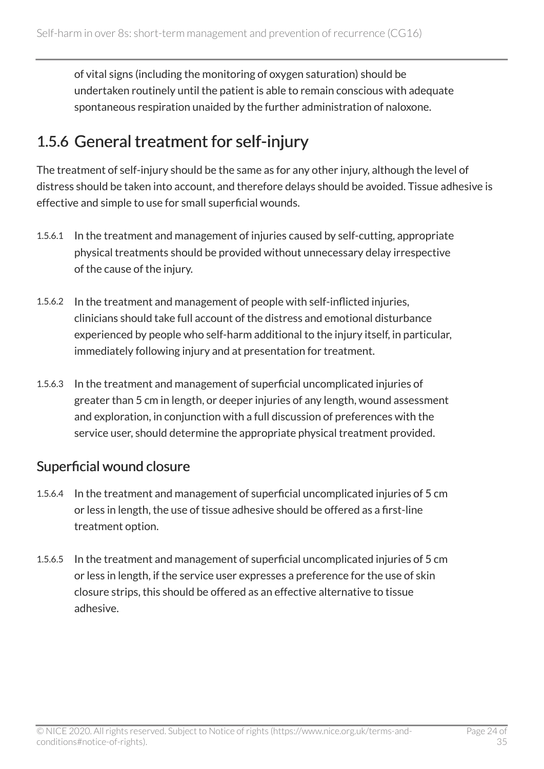of vital signs (including the monitoring of oxygen saturation) should be undertaken routinely until the patient is able to remain conscious with adequate spontaneous respiration unaided by the further administration of naloxone.

## 1.5.6 General treatment for self-injury

The treatment of self-injury should be the same as for any other injury, although the level of distress should be taken into account, and therefore delays should be avoided. Tissue adhesive is effective and simple to use for small superficial wounds.

1.5.6.1 In the treatment and management of injuries caused by self-cutting, appropriate physical treatments should be provided without unnecessary delay irrespective of the cause of the injury.

1.5.6.2 In the treatment and management of people with self-inflicted injuries, clinicians should take full account of the distress and emotional disturbance experienced by people who self-harm additional to the injury itself, in particular, immediately following injury and at presentation for treatment.

1.5.6.3 In the treatment and management of superficial uncomplicated injuries of greater than 5 cm in length, or deeper injuries of any length, wound assessment and exploration, in conjunction with a full discussion of preferences with the service user, should determine the appropriate physical treatment provided.

### Superficial wound closure

1.5.6.4 In the treatment and management of superficial uncomplicated injuries of 5 cm or less in length, the use of tissue adhesive should be offered as a first-line treatment option.

1.5.6.5 In the treatment and management of superficial uncomplicated injuries of 5 cm or less in length, if the service user expresses a preference for the use of skin closure strips, this should be offered as an effective alternative to tissue adhesive.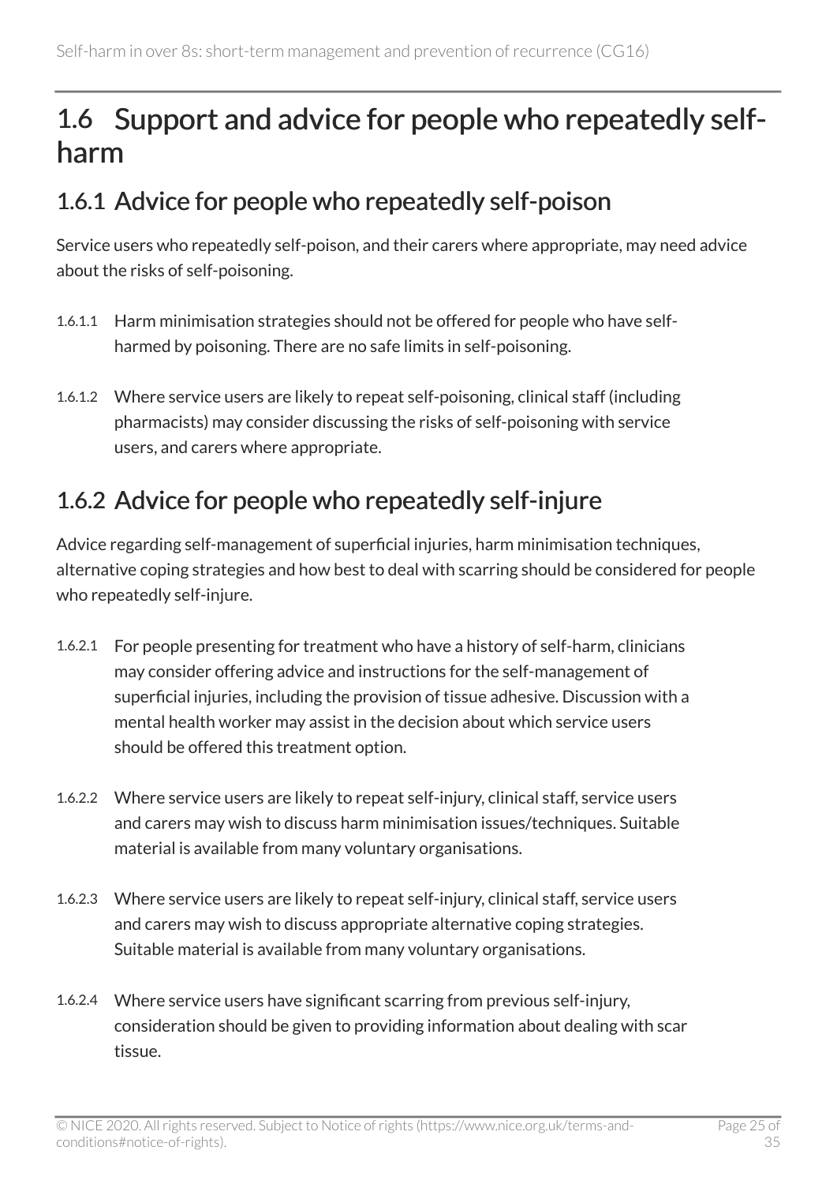## 1.6 Support and advice for people who repeatedly self-harm

### 1.6.1 Advice for people who repeatedly self-poison

Service users who repeatedly self-poison, and their carers where appropriate, may need advice about the risks of self-poisoning.

1.6.1.1 Harm minimisation strategies should not be offered for people who have self-harmed by poisoning. There are no safe limits in self-poisoning.

1.6.1.2 Where service users are likely to repeat self-poisoning, clinical staff (including pharmacists) may consider discussing the risks of self-poisoning with service users, and carers where appropriate.

### 1.6.2 Advice for people who repeatedly self-injure

Advice regarding self-management of superficial injuries, harm minimisation techniques, alternative coping strategies and how best to deal with scarring should be considered for people who repeatedly self-injure.

1.6.2.1 For people presenting for treatment who have a history of self-harm, clinicians may consider offering advice and instructions for the self-management of superficial injuries, including the provision of tissue adhesive. Discussion with a mental health worker may assist in the decision about which service users should be offered this treatment option.

1.6.2.2 Where service users are likely to repeat self-injury, clinical staff, service users and carers may wish to discuss harm minimisation issues/techniques. Suitable material is available from many voluntary organisations.

1.6.2.3 Where service users are likely to repeat self-injury, clinical staff, service users and carers may wish to discuss appropriate alternative coping strategies. Suitable material is available from many voluntary organisations.

1.6.2.4 Where service users have significant scarring from previous self-injury, consideration should be given to providing information about dealing with scar tissue.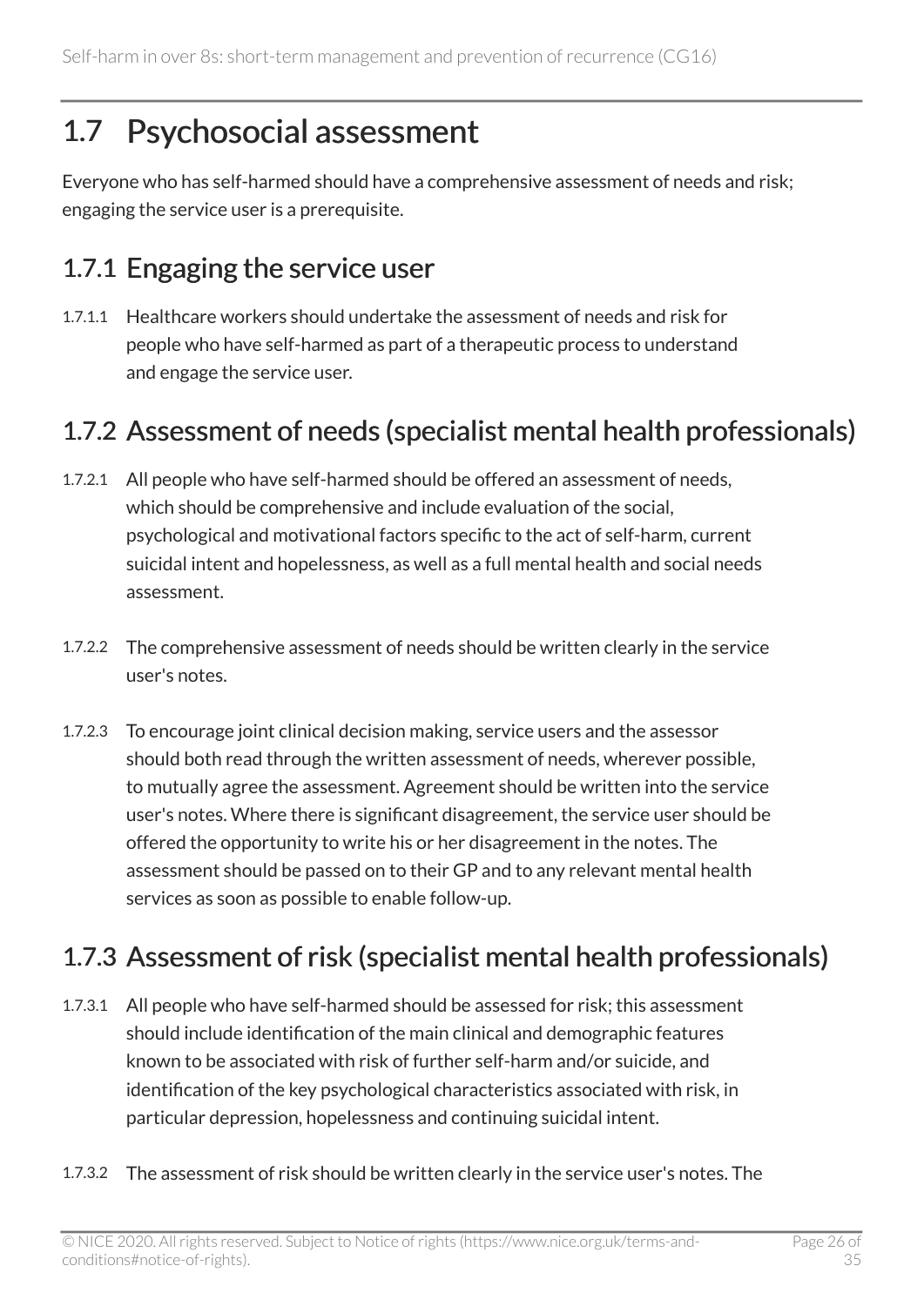## 1.7 Psychosocial assessment

Everyone who has self-harmed should have a comprehensive assessment of needs and risk; engaging the service user is a prerequisite.

### 1.7.1 Engaging the service user

1.7.1.1 Healthcare workers should undertake the assessment of needs and risk for people who have self-harmed as part of a therapeutic process to understand and engage the service user.

### 1.7.2 Assessment of needs (specialist mental health professionals)

1.7.2.1 All people who have self-harmed should be offered an assessment of needs, which should be comprehensive and include evaluation of the social, psychological and motivational factors specific to the act of self-harm, current suicidal intent and hopelessness, as well as a full mental health and social needs assessment.

1.7.2.2 The comprehensive assessment of needs should be written clearly in the service user's notes.

1.7.2.3 To encourage joint clinical decision making, service users and the assessor should both read through the written assessment of needs, wherever possible, to mutually agree the assessment. Agreement should be written into the service user's notes. Where there is significant disagreement, the service user should be offered the opportunity to write his or her disagreement in the notes. The assessment should be passed on to their GP and to any relevant mental health services as soon as possible to enable follow-up.

### 1.7.3 Assessment of risk (specialist mental health professionals)

1.7.3.1 All people who have self-harmed should be assessed for risk; this assessment should include identification of the main clinical and demographic features known to be associated with risk of further self-harm and/or suicide, and identification of the key psychological characteristics associated with risk, in particular depression, hopelessness and continuing suicidal intent.

1.7.3.2 The assessment of risk should be written clearly in the service user's notes. The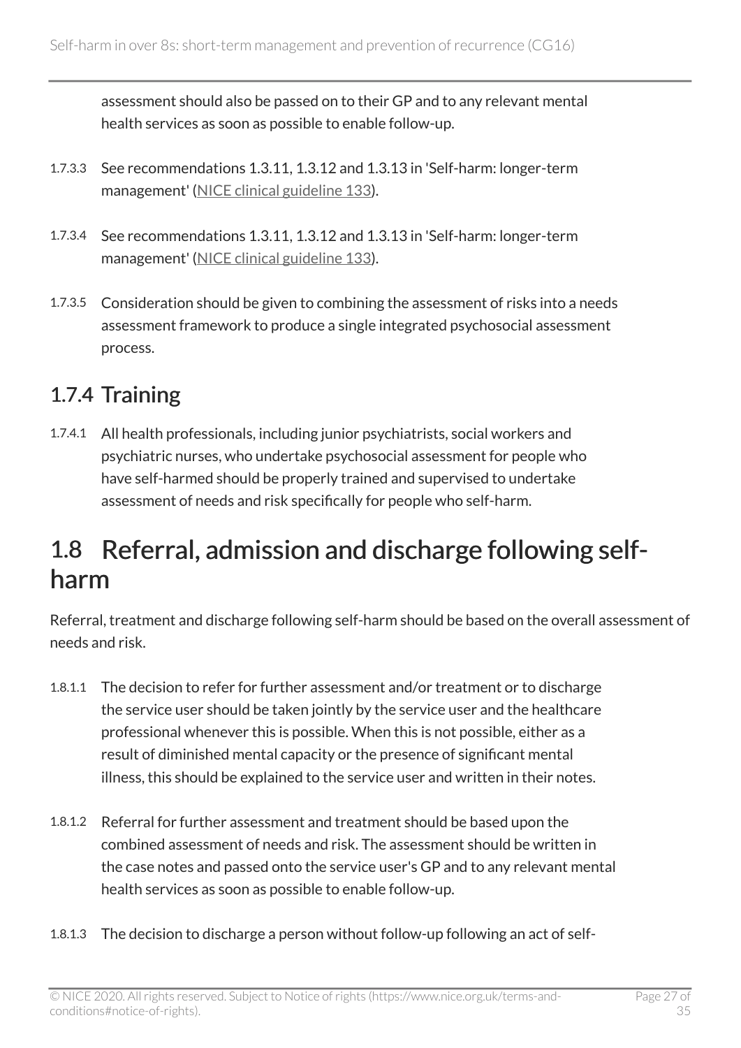assessment should also be passed on to their GP and to any relevant mental health services as soon as possible to enable follow-up.

1.7.3.3 See recommendations 1.3.11, 1.3.12 and 1.3.13 in 'Self-harm: longer-term management' (NICE clinical guideline 133).

1.7.3.4 See recommendations 1.3.11, 1.3.12 and 1.3.13 in 'Self-harm: longer-term management' (NICE clinical guideline 133).

1.7.3.5 Consideration should be given to combining the assessment of risks into a needs assessment framework to produce a single integrated psychosocial assessment process.

### 1.7.4 Training

1.7.4.1 All health professionals, including junior psychiatrists, social workers and psychiatric nurses, who undertake psychosocial assessment for people who have self-harmed should be properly trained and supervised to undertake assessment of needs and risk specifically for people who self-harm.

## 1.8 Referral, admission and discharge following self-harm

Referral, treatment and discharge following self-harm should be based on the overall assessment of needs and risk.

1.8.1.1 The decision to refer for further assessment and/or treatment or to discharge the service user should be taken jointly by the service user and the healthcare professional whenever this is possible. When this is not possible, either as a result of diminished mental capacity or the presence of significant mental illness, this should be explained to the service user and written in their notes.

1.8.1.2 Referral for further assessment and treatment should be based upon the combined assessment of needs and risk. The assessment should be written in the case notes and passed onto the service user's GP and to any relevant mental health services as soon as possible to enable follow-up.

1.8.1.3 The decision to discharge a person without follow-up following an act of self-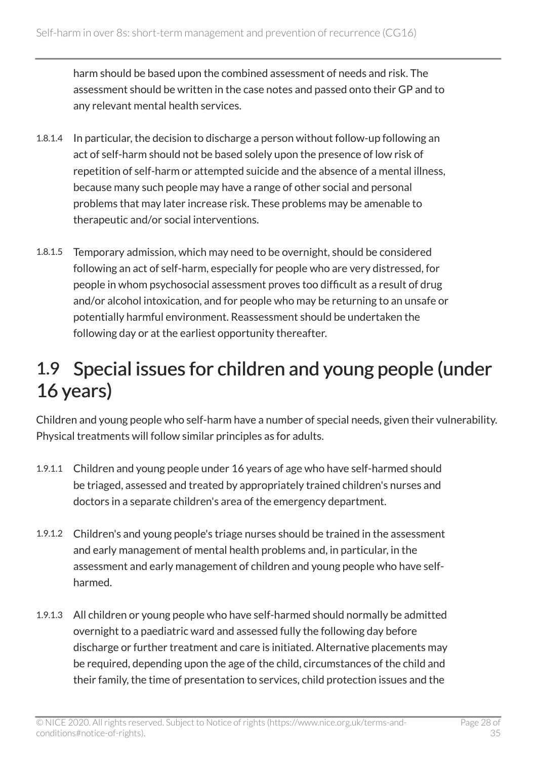harm should be based upon the combined assessment of needs and risk. The assessment should be written in the case notes and passed onto their GP and to any relevant mental health services.

1.8.1.4 In particular, the decision to discharge a person without follow-up following an act of self-harm should not be based solely upon the presence of low risk of repetition of self-harm or attempted suicide and the absence of a mental illness, because many such people may have a range of other social and personal problems that may later increase risk. These problems may be amenable to therapeutic and/or social interventions.

1.8.1.5 Temporary admission, which may need to be overnight, should be considered following an act of self-harm, especially for people who are very distressed, for people in whom psychosocial assessment proves too difficult as a result of drug and/or alcohol intoxication, and for people who may be returning to an unsafe or potentially harmful environment. Reassessment should be undertaken the following day or at the earliest opportunity thereafter.

## 1.9 Special issues for children and young people (under 16 years)

Children and young people who self-harm have a number of special needs, given their vulnerability. Physical treatments will follow similar principles as for adults.

1.9.1.1 Children and young people under 16 years of age who have self-harmed should be triaged, assessed and treated by appropriately trained children's nurses and doctors in a separate children's area of the emergency department.

1.9.1.2 Children's and young people's triage nurses should be trained in the assessment and early management of mental health problems and, in particular, in the assessment and early management of children and young people who have self-harmed.

1.9.1.3 All children or young people who have self-harmed should normally be admitted overnight to a paediatric ward and assessed fully the following day before discharge or further treatment and care is initiated. Alternative placements may be required, depending upon the age of the child, circumstances of the child and their family, the time of presentation to services, child protection issues and the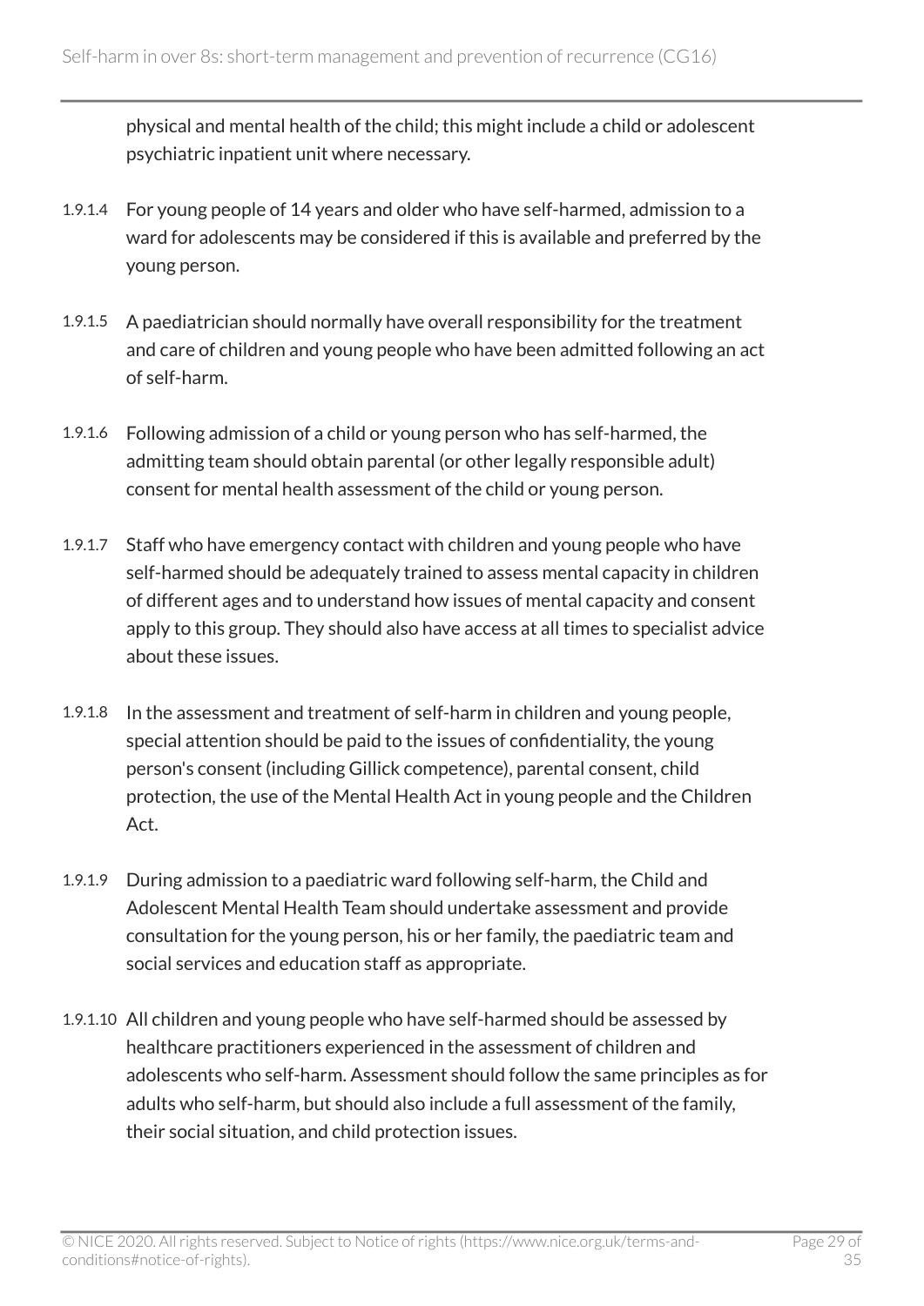physical and mental health of the child; this might include a child or adolescent psychiatric inpatient unit where necessary.

1.9.1.4 For young people of 14 years and older who have self-harmed, admission to a ward for adolescents may be considered if this is available and preferred by the young person.

1.9.1.5 A paediatrician should normally have overall responsibility for the treatment and care of children and young people who have been admitted following an act of self-harm.

1.9.1.6 Following admission of a child or young person who has self-harmed, the admitting team should obtain parental (or other legally responsible adult) consent for mental health assessment of the child or young person.

1.9.1.7 Staff who have emergency contact with children and young people who have self-harmed should be adequately trained to assess mental capacity in children of different ages and to understand how issues of mental capacity and consent apply to this group. They should also have access at all times to specialist advice about these issues.

1.9.1.8 In the assessment and treatment of self-harm in children and young people, special attention should be paid to the issues of confidentiality, the young person's consent (including Gillick competence), parental consent, child protection, the use of the Mental Health Act in young people and the Children Act.

1.9.1.9 During admission to a paediatric ward following self-harm, the Child and Adolescent Mental Health Team should undertake assessment and provide consultation for the young person, his or her family, the paediatric team and social services and education staff as appropriate.

1.9.1.10 All children and young people who have self-harmed should be assessed by healthcare practitioners experienced in the assessment of children and adolescents who self-harm. Assessment should follow the same principles as for adults who self-harm, but should also include a full assessment of the family, their social situation, and child protection issues.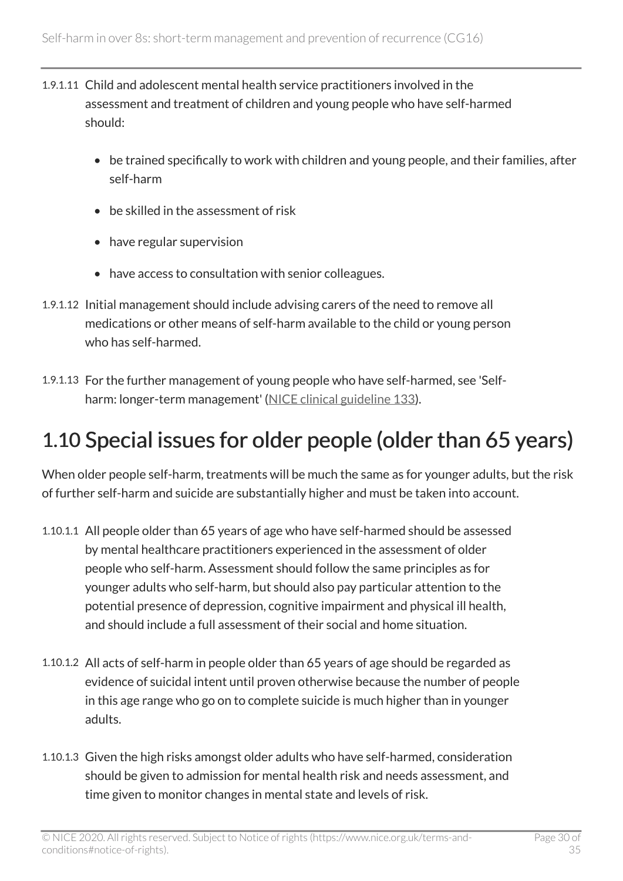1.9.1.11 Child and adolescent mental health service practitioners involved in the assessment and treatment of children and young people who have self-harmed should:

- be trained specifically to work with children and young people, and their families, after self-harm
- be skilled in the assessment of risk
- have regular supervision
- have access to consultation with senior colleagues.

1.9.1.12 Initial management should include advising carers of the need to remove all medications or other means of self-harm available to the child or young person who has self-harmed.

1.9.1.13 For the further management of young people who have self-harmed, see 'Self-harm: longer-term management' (NICE clinical guideline 133).

# 1.10 Special issues for older people (older than 65 years)

When older people self-harm, treatments will be much the same as for younger adults, but the risk of further self-harm and suicide are substantially higher and must be taken into account.

1.10.1.1 All people older than 65 years of age who have self-harmed should be assessed by mental healthcare practitioners experienced in the assessment of older people who self-harm. Assessment should follow the same principles as for younger adults who self-harm, but should also pay particular attention to the potential presence of depression, cognitive impairment and physical ill health, and should include a full assessment of their social and home situation.

1.10.1.2 All acts of self-harm in people older than 65 years of age should be regarded as evidence of suicidal intent until proven otherwise because the number of people in this age range who go on to complete suicide is much higher than in younger adults.

1.10.1.3 Given the high risks amongst older adults who have self-harmed, consideration should be given to admission for mental health risk and needs assessment, and time given to monitor changes in mental state and levels of risk.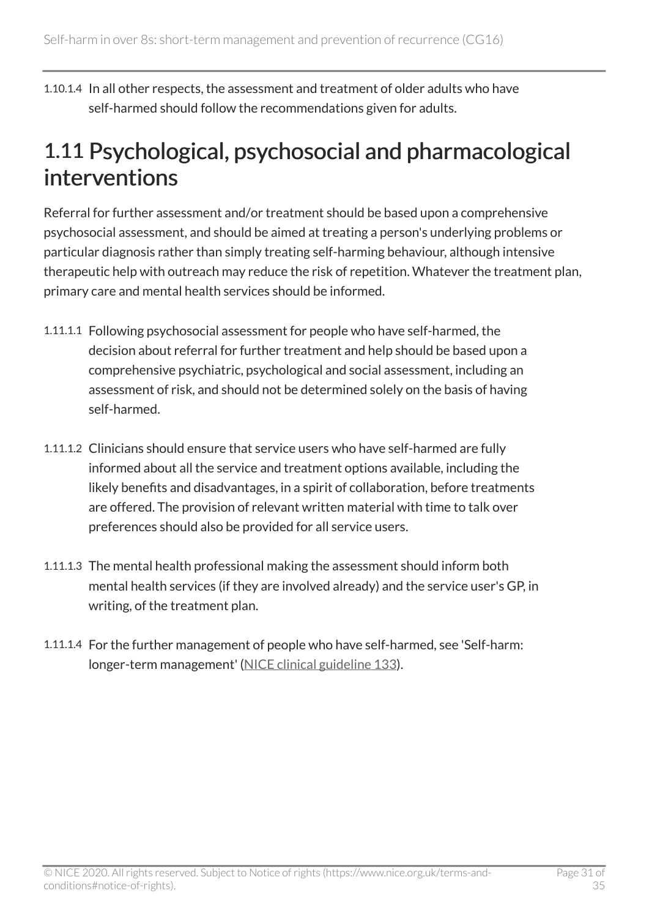1.10.1.4 In all other respects, the assessment and treatment of older adults who have self-harmed should follow the recommendations given for adults.

## 1.11 Psychological, psychosocial and pharmacological interventions

Referral for further assessment and/or treatment should be based upon a comprehensive psychosocial assessment, and should be aimed at treating a person's underlying problems or particular diagnosis rather than simply treating self-harming behaviour, although intensive therapeutic help with outreach may reduce the risk of repetition. Whatever the treatment plan, primary care and mental health services should be informed.

1.11.1.1 Following psychosocial assessment for people who have self-harmed, the decision about referral for further treatment and help should be based upon a comprehensive psychiatric, psychological and social assessment, including an assessment of risk, and should not be determined solely on the basis of having self-harmed.

1.11.1.2 Clinicians should ensure that service users who have self-harmed are fully informed about all the service and treatment options available, including the likely benefits and disadvantages, in a spirit of collaboration, before treatments are offered. The provision of relevant written material with time to talk over preferences should also be provided for all service users.

1.11.1.3 The mental health professional making the assessment should inform both mental health services (if they are involved already) and the service user's GP, in writing, of the treatment plan.

1.11.1.4 For the further management of people who have self-harmed, see 'Self-harm: longer-term management' (NICE clinical guideline 133).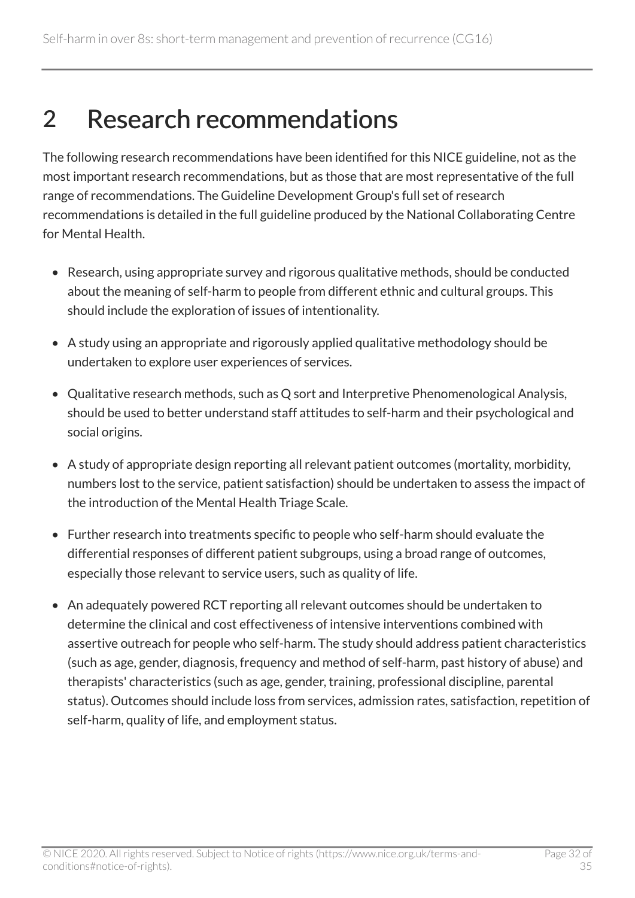# 2 Research recommendations

The following research recommendations have been identified for this NICE guideline, not as the most important research recommendations, but as those that are most representative of the full range of recommendations. The Guideline Development Group's full set of research recommendations is detailed in the full guideline produced by the National Collaborating Centre for Mental Health.

- Research, using appropriate survey and rigorous qualitative methods, should be conducted about the meaning of self-harm to people from different ethnic and cultural groups. This should include the exploration of issues of intentionality.
- A study using an appropriate and rigorously applied qualitative methodology should be undertaken to explore user experiences of services.
- Qualitative research methods, such as Q sort and Interpretive Phenomenological Analysis, should be used to better understand staff attitudes to self-harm and their psychological and social origins.
- A study of appropriate design reporting all relevant patient outcomes (mortality, morbidity, numbers lost to the service, patient satisfaction) should be undertaken to assess the impact of the introduction of the Mental Health Triage Scale.
- Further research into treatments specific to people who self-harm should evaluate the differential responses of different patient subgroups, using a broad range of outcomes, especially those relevant to service users, such as quality of life.
- An adequately powered RCT reporting all relevant outcomes should be undertaken to determine the clinical and cost effectiveness of intensive interventions combined with assertive outreach for people who self-harm. The study should address patient characteristics (such as age, gender, diagnosis, frequency and method of self-harm, past history of abuse) and therapists' characteristics (such as age, gender, training, professional discipline, parental status). Outcomes should include loss from services, admission rates, satisfaction, repetition of self-harm, quality of life, and employment status.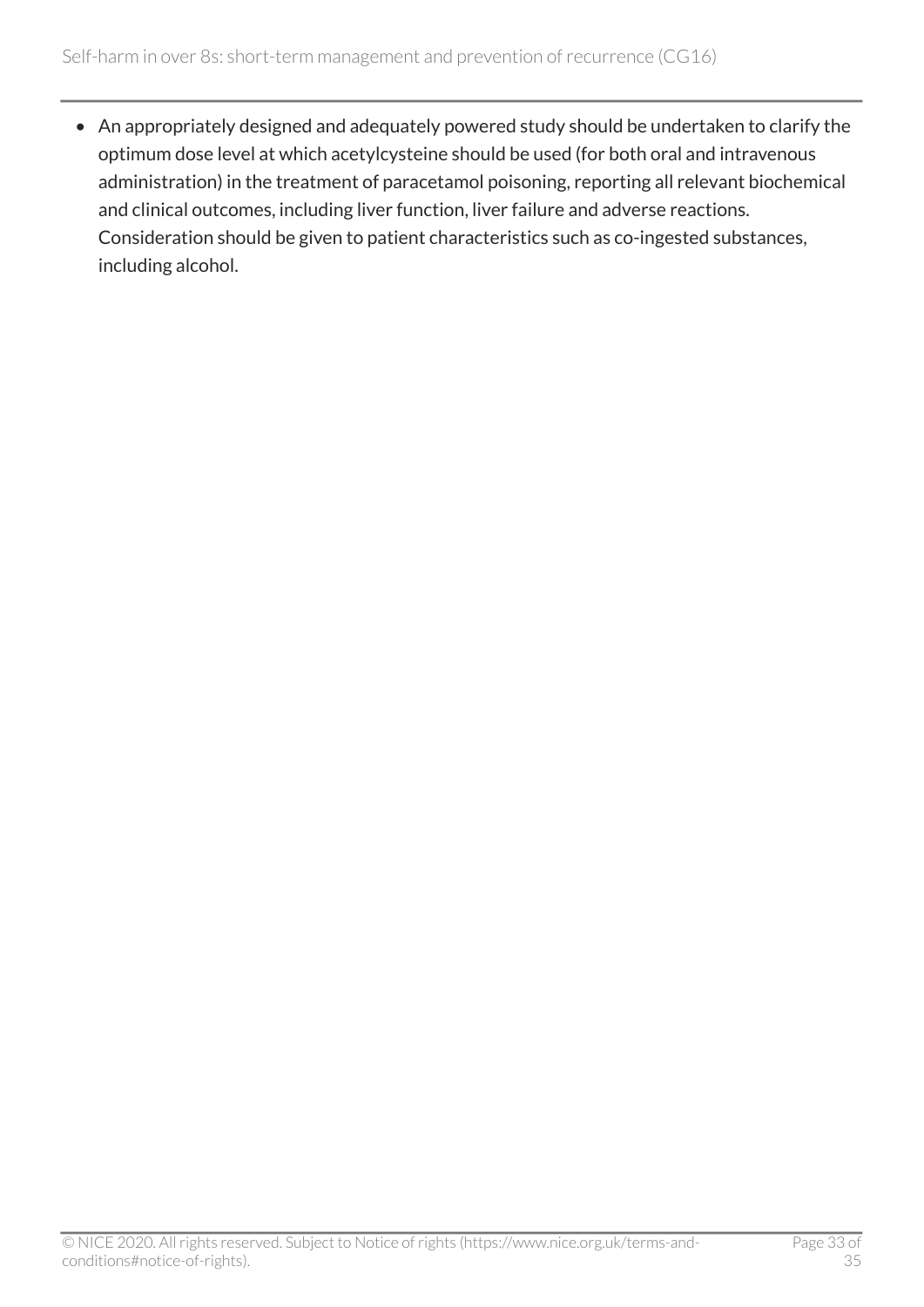- An appropriately designed and adequately powered study should be undertaken to clarify the optimum dose level at which acetylcysteine should be used (for both oral and intravenous administration) in the treatment of paracetamol poisoning, reporting all relevant biochemical and clinical outcomes, including liver function, liver failure and adverse reactions. Consideration should be given to patient characteristics such as co-ingested substances, including alcohol.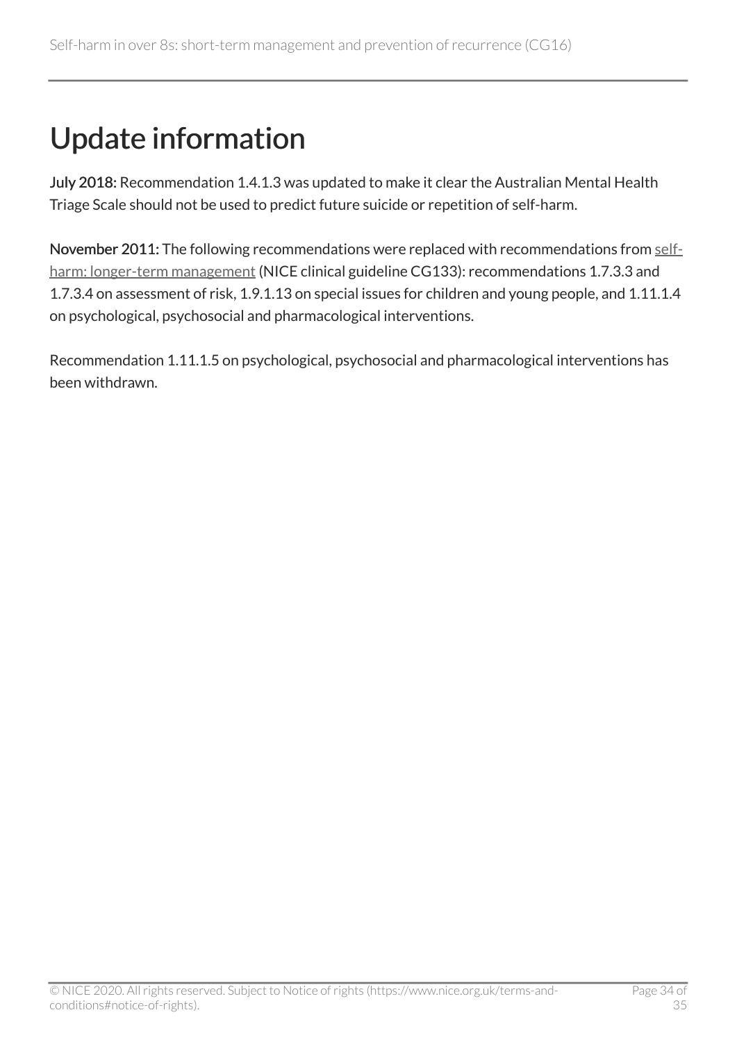# Update information

**July 2018:** Recommendation 1.4.1.3 was updated to make it clear the Australian Mental Health Triage Scale should not be used to predict future suicide or repetition of self-harm.

**November 2011:** The following recommendations were replaced with recommendations from self-harm: longer-term management (NICE clinical guideline CG133): recommendations 1.7.3.3 and 1.7.3.4 on assessment of risk, 1.9.1.13 on special issues for children and young people, and 1.11.1.4 on psychological, psychosocial and pharmacological interventions.

Recommendation 1.11.1.5 on psychological, psychosocial and pharmacological interventions has been withdrawn.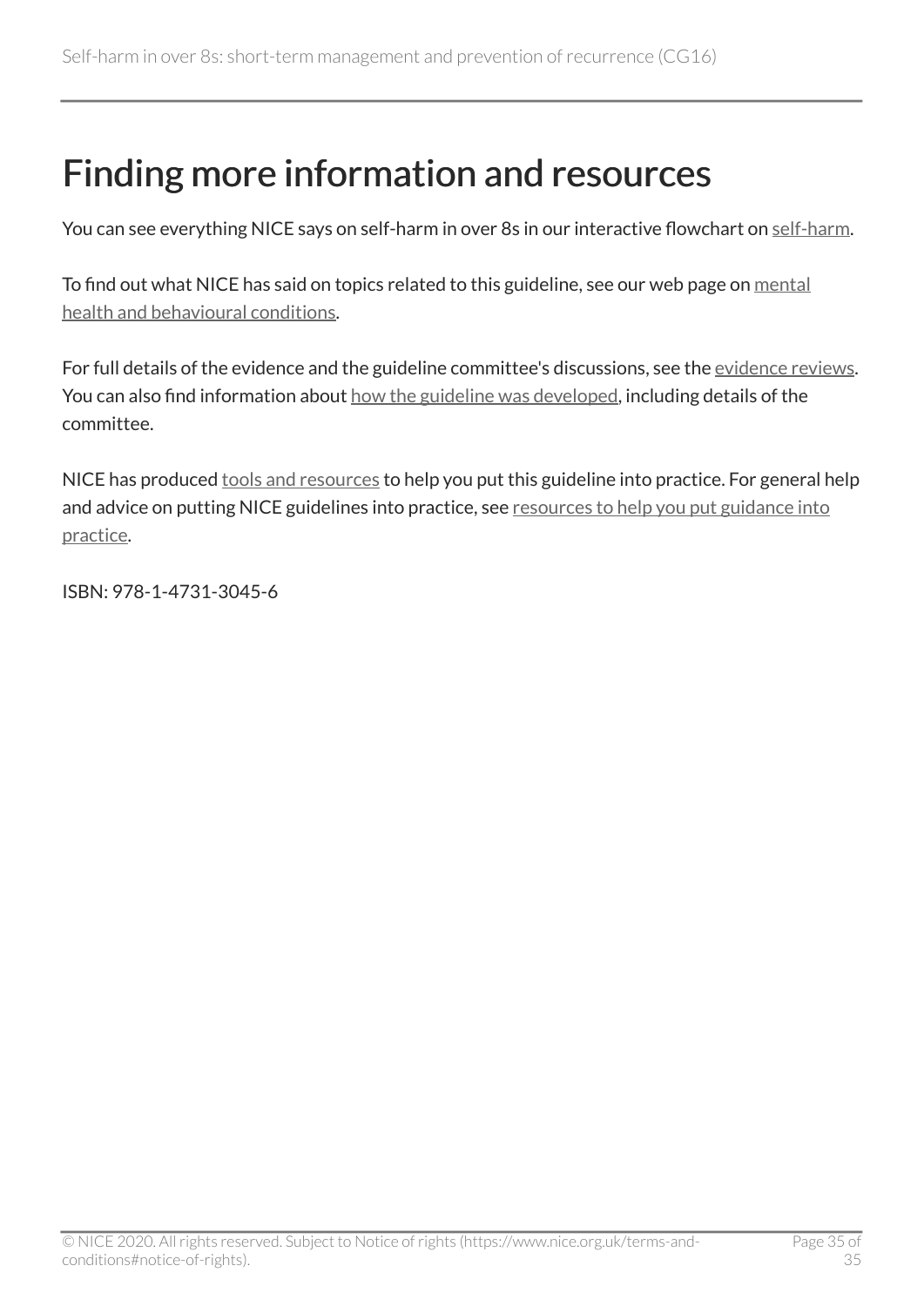# Finding more information and resources

You can see everything NICE says on self-harm in over 8s in our interactive flowchart on self-harm.

To find out what NICE has said on topics related to this guideline, see our web page on mental health and behavioural conditions.

For full details of the evidence and the guideline committee's discussions, see the evidence reviews. You can also find information about how the guideline was developed, including details of the committee.

NICE has produced tools and resources to help you put this guideline into practice. For general help and advice on putting NICE guidelines into practice, see resources to help you put guidance into practice.

ISBN: 978-1-4731-3045-6